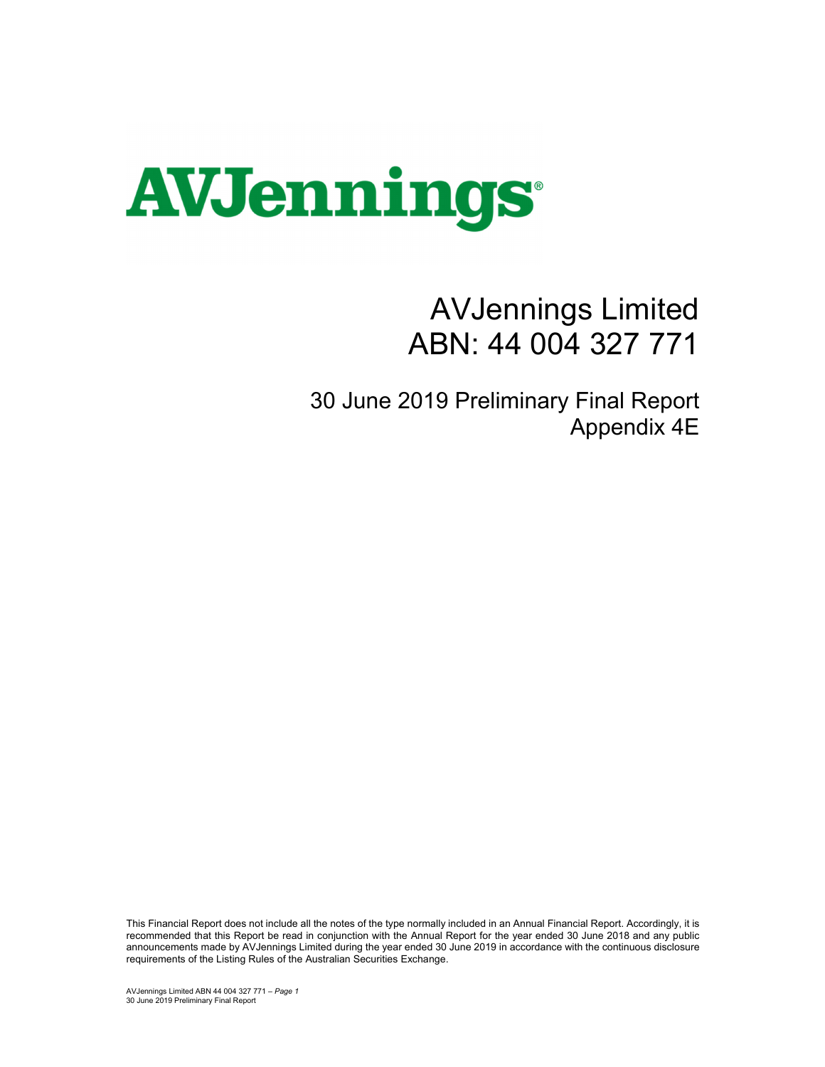AVJennings

# AVJennings Limited
# ABN: 44 004 327 771

## 30 June 2019 Preliminary Final Report
## Appendix 4E

This Financial Report does not include all the notes of the type normally included in an Annual Financial Report. Accordingly, it is recommended that this Report be read in conjunction with the Annual Report for the year ended 30 June 2018 and any public announcements made by AVJennings Limited during the year ended 30 June 2019 in accordance with the continuous disclosure requirements of the Listing Rules of the Australian Securities Exchange.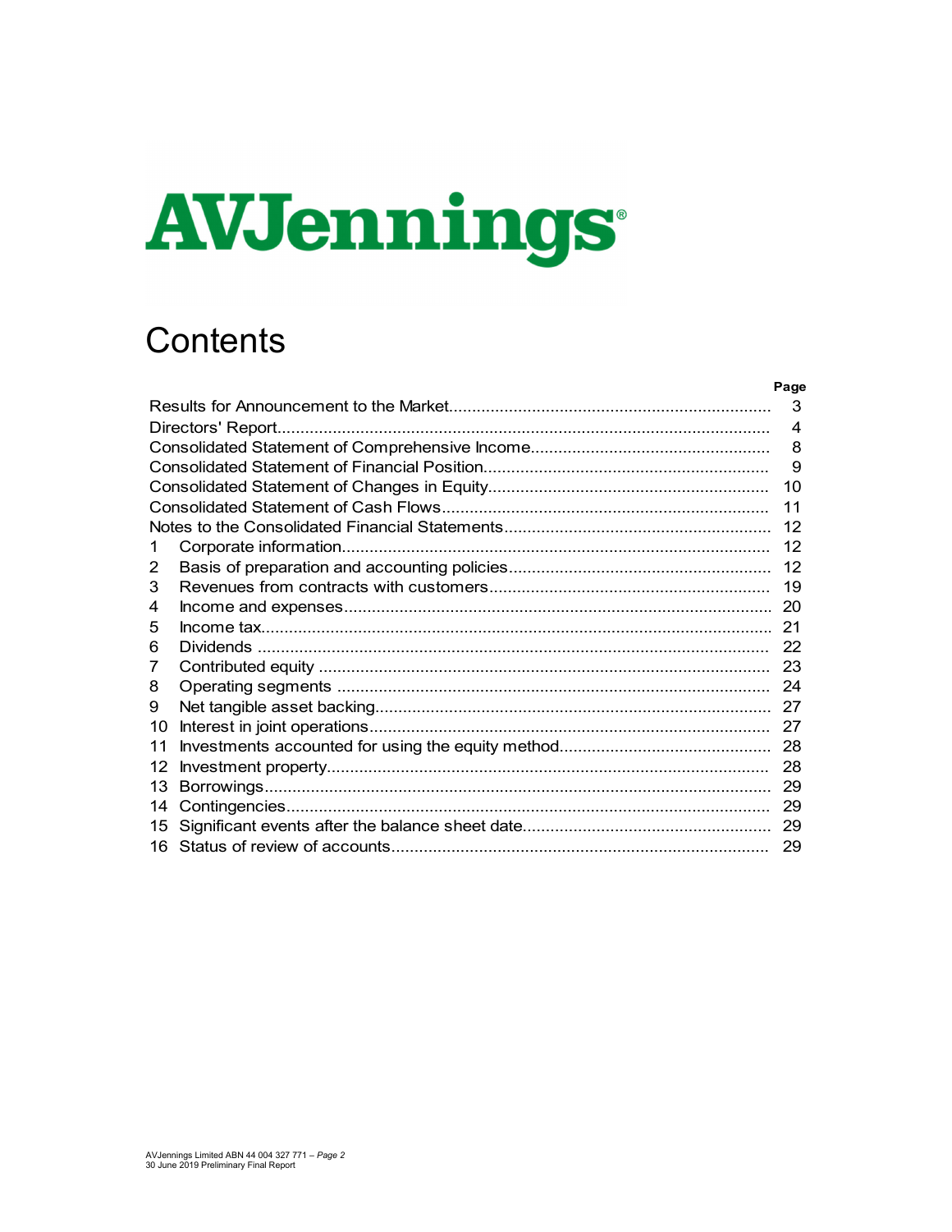AVJennings®

# Contents

| | | Page |
|---|---|---|
| Results for Announcement to the Market | | 3 |
| Directors' Report | | 4 |
| Consolidated Statement of Comprehensive Income | | 8 |
| Consolidated Statement of Financial Position | | 9 |
| Consolidated Statement of Changes in Equity | | 10 |
| Consolidated Statement of Cash Flows | | 11 |
| Notes to the Consolidated Financial Statements | | 12 |
| 1 | Corporate information | 12 |
| 2 | Basis of preparation and accounting policies | 12 |
| 3 | Revenues from contracts with customers | 19 |
| 4 | Income and expenses | 20 |
| 5 | Income tax | 21 |
| 6 | Dividends | 22 |
| 7 | Contributed equity | 23 |
| 8 | Operating segments | 24 |
| 9 | Net tangible asset backing | 27 |
| 10 | Interest in joint operations | 27 |
| 11 | Investments accounted for using the equity method | 28 |
| 12 | Investment property | 28 |
| 13 | Borrowings | 29 |
| 14 | Contingencies | 29 |
| 15 | Significant events after the balance sheet date | 29 |
| 16 | Status of review of accounts | 29 |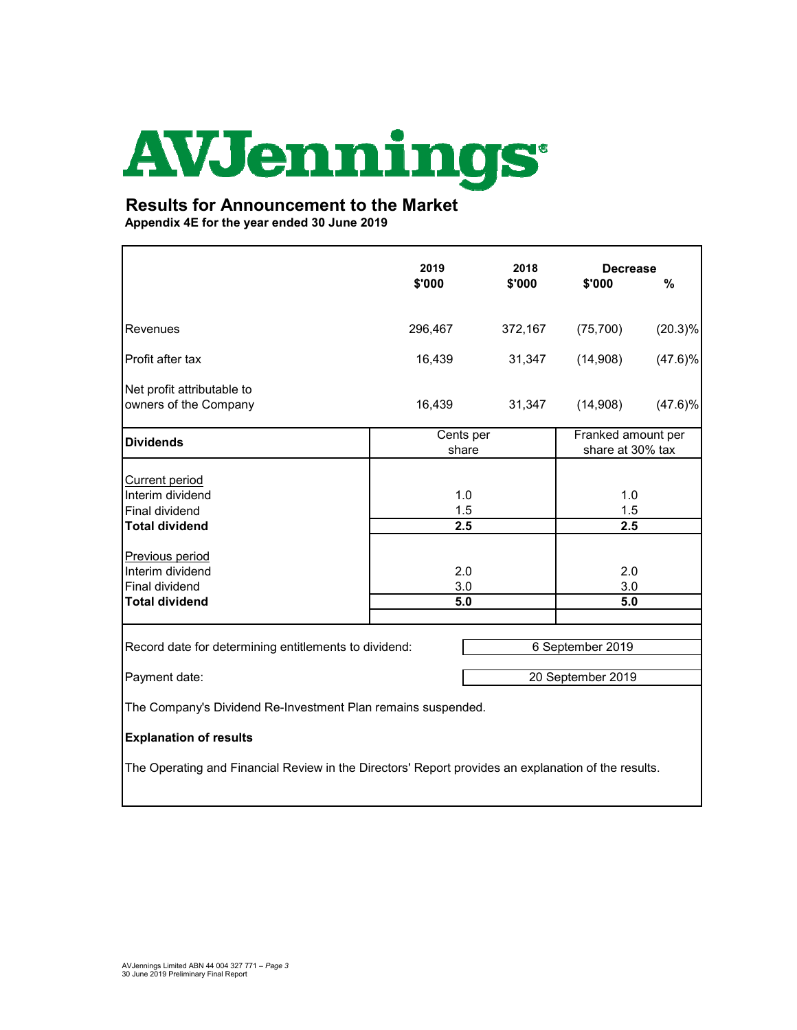# AVJennings

## Results for Announcement to the Market

**Appendix 4E for the year ended 30 June 2019**

| | 2019 $'000 | 2018 $'000 | Decrease $'000 | Decrease % |
|---|---|---|---|---|
| Revenues | 296,467 | 372,167 | (75,700) | (20.3)% |
| Profit after tax | 16,439 | 31,347 | (14,908) | (47.6)% |
| Net profit attributable to owners of the Company | 16,439 | 31,347 | (14,908) | (47.6)% |

| **Dividends** | Cents per share | Franked amount per share at 30% tax |
|---|---|---|
| Current period | | |
| Interim dividend | 1.0 | 1.0 |
| Final dividend | 1.5 | 1.5 |
| **Total dividend** | **2.5** | **2.5** |
| Previous period | | |
| Interim dividend | 2.0 | 2.0 |
| Final dividend | 3.0 | 3.0 |
| **Total dividend** | **5.0** | **5.0** |

| | |
|---|---|
| Record date for determining entitlements to dividend: | 6 September 2019 |
| Payment date: | 20 September 2019 |

The Company's Dividend Re-Investment Plan remains suspended.

**Explanation of results**

The Operating and Financial Review in the Directors' Report provides an explanation of the results.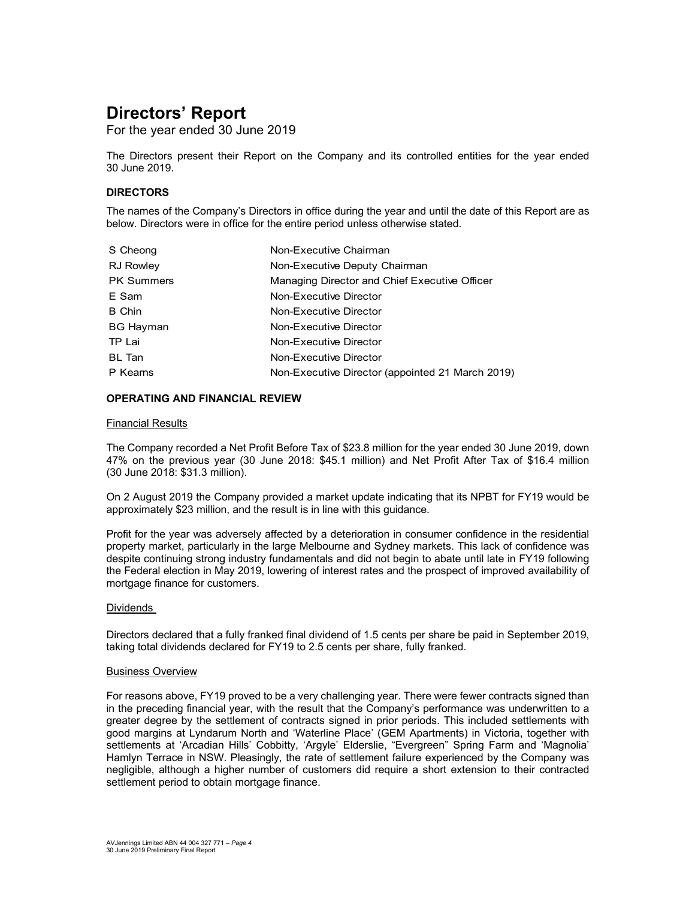# Directors' Report

For the year ended 30 June 2019

The Directors present their Report on the Company and its controlled entities for the year ended 30 June 2019.

### DIRECTORS

The names of the Company's Directors in office during the year and until the date of this Report are as below. Directors were in office for the entire period unless otherwise stated.

| | |
|---|---|
| S Cheong | Non-Executive Chairman |
| RJ Rowley | Non-Executive Deputy Chairman |
| PK Summers | Managing Director and Chief Executive Officer |
| E Sam | Non-Executive Director |
| B Chin | Non-Executive Director |
| BG Hayman | Non-Executive Director |
| TP Lai | Non-Executive Director |
| BL Tan | Non-Executive Director |
| P Kearns | Non-Executive Director (appointed 21 March 2019) |

### OPERATING AND FINANCIAL REVIEW

Financial Results

The Company recorded a Net Profit Before Tax of $23.8 million for the year ended 30 June 2019, down 47% on the previous year (30 June 2018: $45.1 million) and Net Profit After Tax of $16.4 million (30 June 2018: $31.3 million).

On 2 August 2019 the Company provided a market update indicating that its NPBT for FY19 would be approximately $23 million, and the result is in line with this guidance.

Profit for the year was adversely affected by a deterioration in consumer confidence in the residential property market, particularly in the large Melbourne and Sydney markets. This lack of confidence was despite continuing strong industry fundamentals and did not begin to abate until late in FY19 following the Federal election in May 2019, lowering of interest rates and the prospect of improved availability of mortgage finance for customers.

Dividends

Directors declared that a fully franked final dividend of 1.5 cents per share be paid in September 2019, taking total dividends declared for FY19 to 2.5 cents per share, fully franked.

Business Overview

For reasons above, FY19 proved to be a very challenging year. There were fewer contracts signed than in the preceding financial year, with the result that the Company's performance was underwritten to a greater degree by the settlement of contracts signed in prior periods. This included settlements with good margins at Lyndarum North and 'Waterline Place' (GEM Apartments) in Victoria, together with settlements at 'Arcadian Hills' Cobbitty, 'Argyle' Elderslie, "Evergreen" Spring Farm and 'Magnolia' Hamlyn Terrace in NSW. Pleasingly, the rate of settlement failure experienced by the Company was negligible, although a higher number of customers did require a short extension to their contracted settlement period to obtain mortgage finance.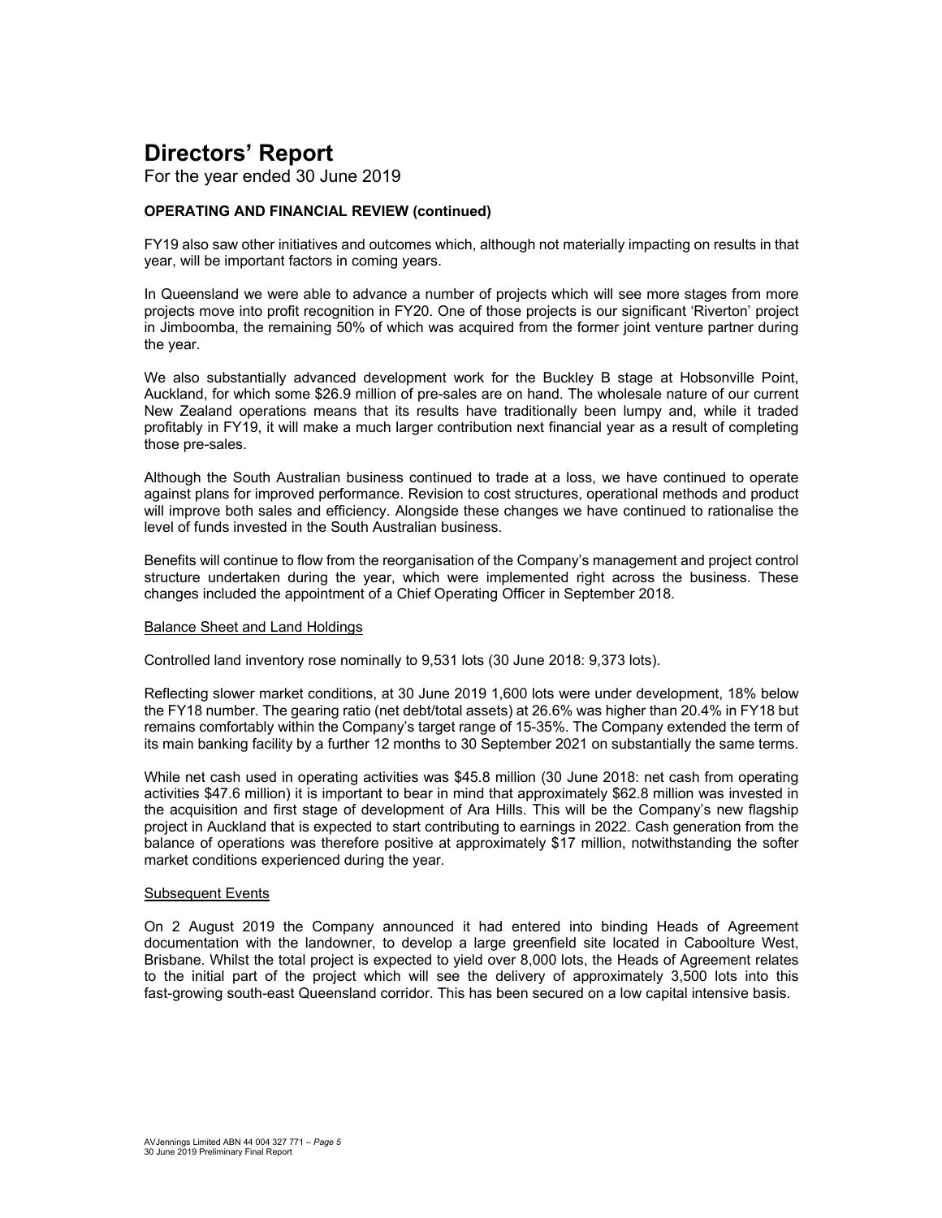# Directors' Report

For the year ended 30 June 2019

**OPERATING AND FINANCIAL REVIEW (continued)**

FY19 also saw other initiatives and outcomes which, although not materially impacting on results in that year, will be important factors in coming years.

In Queensland we were able to advance a number of projects which will see more stages from more projects move into profit recognition in FY20. One of those projects is our significant 'Riverton' project in Jimboomba, the remaining 50% of which was acquired from the former joint venture partner during the year.

We also substantially advanced development work for the Buckley B stage at Hobsonville Point, Auckland, for which some $26.9 million of pre-sales are on hand. The wholesale nature of our current New Zealand operations means that its results have traditionally been lumpy and, while it traded profitably in FY19, it will make a much larger contribution next financial year as a result of completing those pre-sales.

Although the South Australian business continued to trade at a loss, we have continued to operate against plans for improved performance. Revision to cost structures, operational methods and product will improve both sales and efficiency. Alongside these changes we have continued to rationalise the level of funds invested in the South Australian business.

Benefits will continue to flow from the reorganisation of the Company's management and project control structure undertaken during the year, which were implemented right across the business. These changes included the appointment of a Chief Operating Officer in September 2018.

Balance Sheet and Land Holdings

Controlled land inventory rose nominally to 9,531 lots (30 June 2018: 9,373 lots).

Reflecting slower market conditions, at 30 June 2019 1,600 lots were under development, 18% below the FY18 number. The gearing ratio (net debt/total assets) at 26.6% was higher than 20.4% in FY18 but remains comfortably within the Company's target range of 15-35%. The Company extended the term of its main banking facility by a further 12 months to 30 September 2021 on substantially the same terms.

While net cash used in operating activities was $45.8 million (30 June 2018: net cash from operating activities $47.6 million) it is important to bear in mind that approximately $62.8 million was invested in the acquisition and first stage of development of Ara Hills. This will be the Company's new flagship project in Auckland that is expected to start contributing to earnings in 2022. Cash generation from the balance of operations was therefore positive at approximately $17 million, notwithstanding the softer market conditions experienced during the year.

Subsequent Events

On 2 August 2019 the Company announced it had entered into binding Heads of Agreement documentation with the landowner, to develop a large greenfield site located in Caboolture West, Brisbane. Whilst the total project is expected to yield over 8,000 lots, the Heads of Agreement relates to the initial part of the project which will see the delivery of approximately 3,500 lots into this fast-growing south-east Queensland corridor. This has been secured on a low capital intensive basis.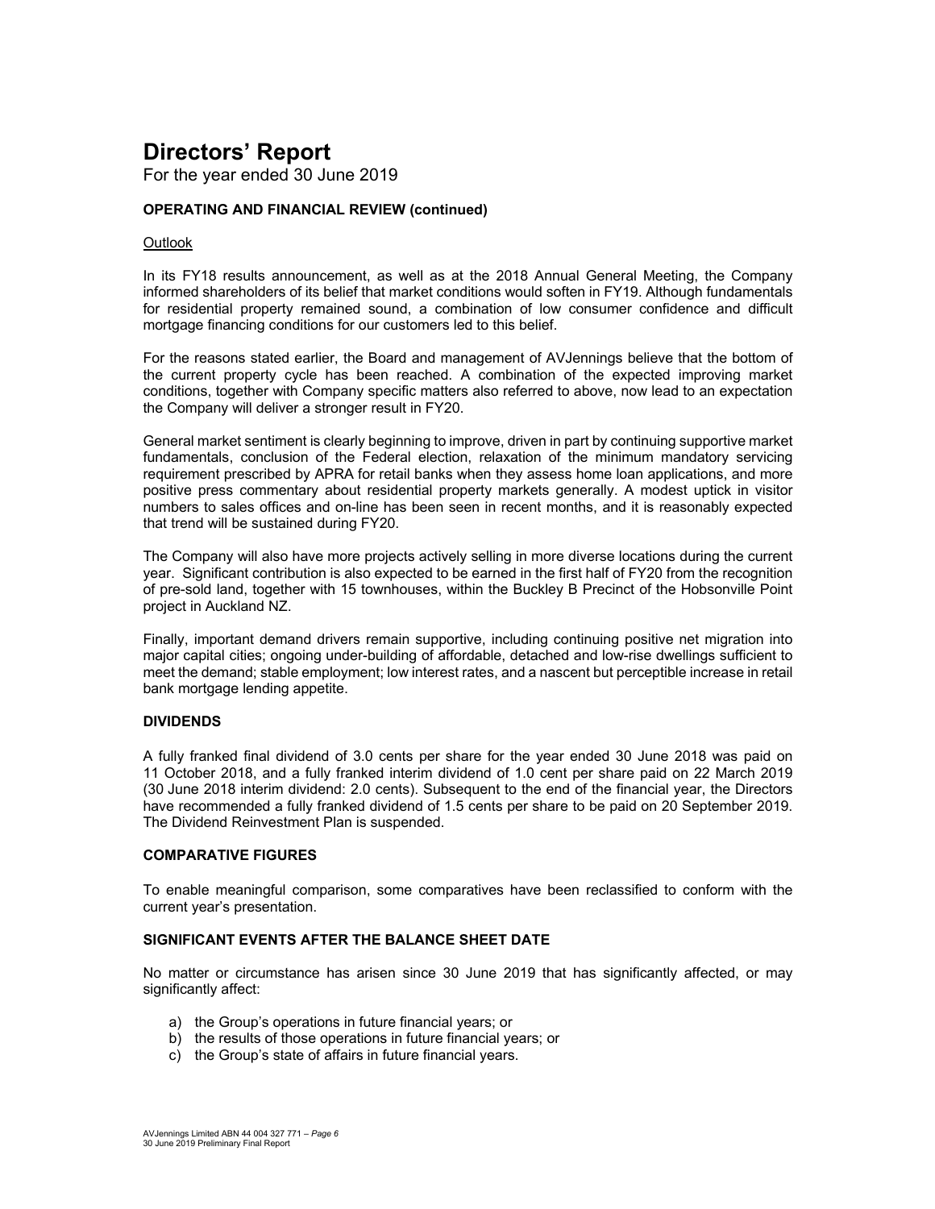# Directors' Report

For the year ended 30 June 2019

**OPERATING AND FINANCIAL REVIEW (continued)**

Outlook

In its FY18 results announcement, as well as at the 2018 Annual General Meeting, the Company informed shareholders of its belief that market conditions would soften in FY19. Although fundamentals for residential property remained sound, a combination of low consumer confidence and difficult mortgage financing conditions for our customers led to this belief.

For the reasons stated earlier, the Board and management of AVJennings believe that the bottom of the current property cycle has been reached. A combination of the expected improving market conditions, together with Company specific matters also referred to above, now lead to an expectation the Company will deliver a stronger result in FY20.

General market sentiment is clearly beginning to improve, driven in part by continuing supportive market fundamentals, conclusion of the Federal election, relaxation of the minimum mandatory servicing requirement prescribed by APRA for retail banks when they assess home loan applications, and more positive press commentary about residential property markets generally. A modest uptick in visitor numbers to sales offices and on-line has been seen in recent months, and it is reasonably expected that trend will be sustained during FY20.

The Company will also have more projects actively selling in more diverse locations during the current year. Significant contribution is also expected to be earned in the first half of FY20 from the recognition of pre-sold land, together with 15 townhouses, within the Buckley B Precinct of the Hobsonville Point project in Auckland NZ.

Finally, important demand drivers remain supportive, including continuing positive net migration into major capital cities; ongoing under-building of affordable, detached and low-rise dwellings sufficient to meet the demand; stable employment; low interest rates, and a nascent but perceptible increase in retail bank mortgage lending appetite.

**DIVIDENDS**

A fully franked final dividend of 3.0 cents per share for the year ended 30 June 2018 was paid on 11 October 2018, and a fully franked interim dividend of 1.0 cent per share paid on 22 March 2019 (30 June 2018 interim dividend: 2.0 cents). Subsequent to the end of the financial year, the Directors have recommended a fully franked dividend of 1.5 cents per share to be paid on 20 September 2019. The Dividend Reinvestment Plan is suspended.

**COMPARATIVE FIGURES**

To enable meaningful comparison, some comparatives have been reclassified to conform with the current year's presentation.

**SIGNIFICANT EVENTS AFTER THE BALANCE SHEET DATE**

No matter or circumstance has arisen since 30 June 2019 that has significantly affected, or may significantly affect:

a) the Group's operations in future financial years; or
b) the results of those operations in future financial years; or
c) the Group's state of affairs in future financial years.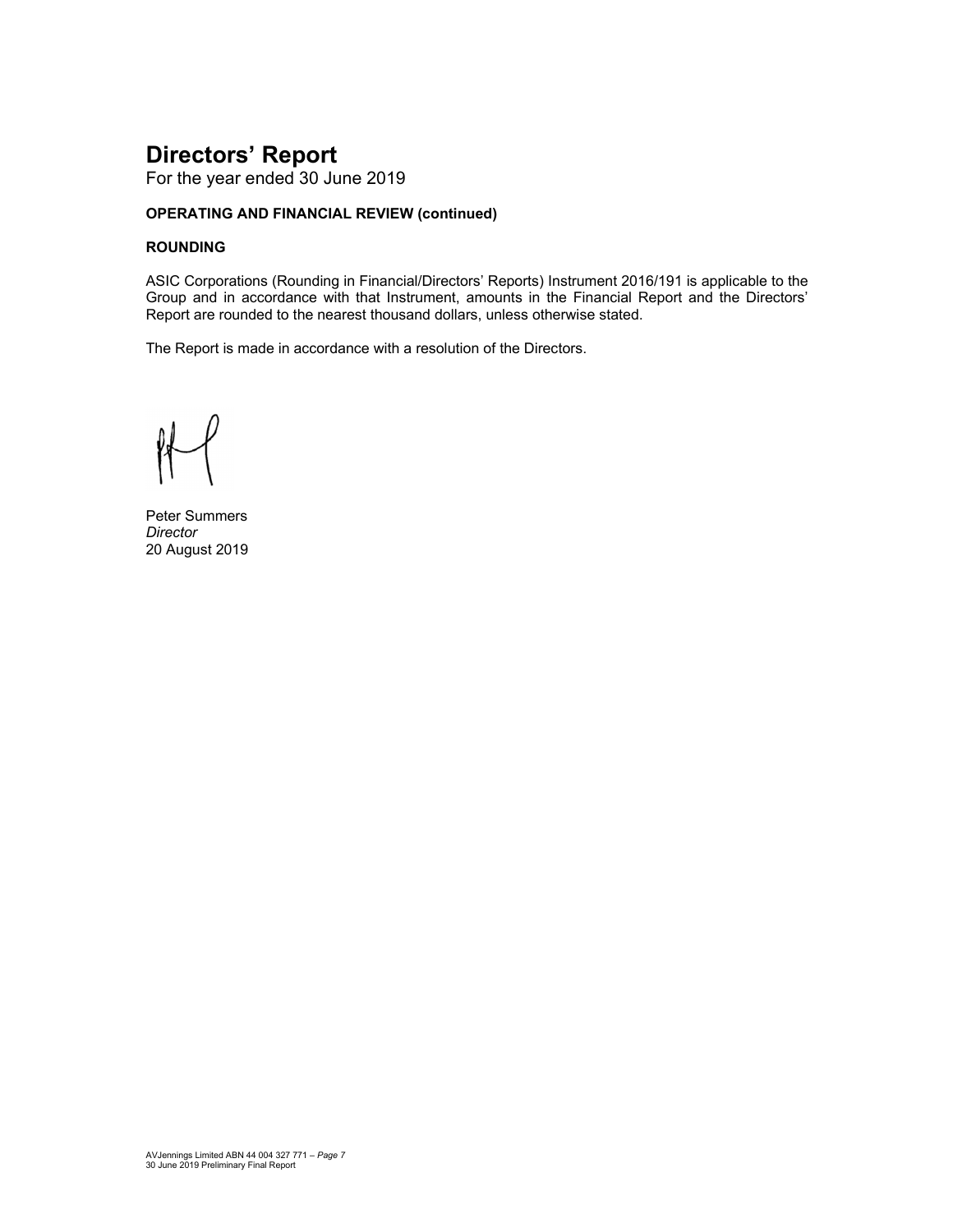# Directors' Report

For the year ended 30 June 2019

**OPERATING AND FINANCIAL REVIEW (continued)**

**ROUNDING**

ASIC Corporations (Rounding in Financial/Directors' Reports) Instrument 2016/191 is applicable to the Group and in accordance with that Instrument, amounts in the Financial Report and the Directors' Report are rounded to the nearest thousand dollars, unless otherwise stated.

The Report is made in accordance with a resolution of the Directors.

Peter Summers
*Director*
20 August 2019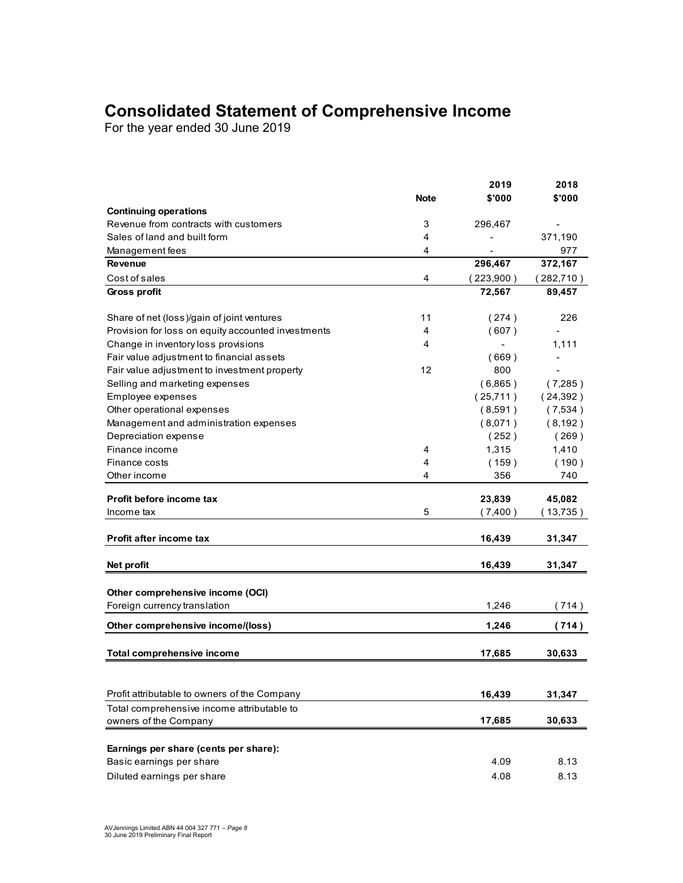# Consolidated Statement of Comprehensive Income

For the year ended 30 June 2019

| | Note | 2019 $'000 | 2018 $'000 |
|---|---|---|---|
| **Continuing operations** | | | |
| Revenue from contracts with customers | 3 | 296,467 | - |
| Sales of land and built form | 4 | - | 371,190 |
| Management fees | 4 | - | 977 |
| **Revenue** | | **296,467** | **372,167** |
| Cost of sales | 4 | ( 223,900 ) | ( 282,710 ) |
| **Gross profit** | | **72,567** | **89,457** |
| Share of net (loss)/gain of joint ventures | 11 | ( 274 ) | 226 |
| Provision for loss on equity accounted investments | 4 | ( 607 ) | - |
| Change in inventory loss provisions | 4 | - | 1,111 |
| Fair value adjustment to financial assets | | ( 669 ) | - |
| Fair value adjustment to investment property | 12 | 800 | - |
| Selling and marketing expenses | | ( 6,865 ) | ( 7,285 ) |
| Employee expenses | | ( 25,711 ) | ( 24,392 ) |
| Other operational expenses | | ( 8,591 ) | ( 7,534 ) |
| Management and administration expenses | | ( 8,071 ) | ( 8,192 ) |
| Depreciation expense | | ( 252 ) | ( 269 ) |
| Finance income | 4 | 1,315 | 1,410 |
| Finance costs | 4 | ( 159 ) | ( 190 ) |
| Other income | 4 | 356 | 740 |
| **Profit before income tax** | | **23,839** | **45,082** |
| Income tax | 5 | ( 7,400 ) | ( 13,735 ) |
| **Profit after income tax** | | **16,439** | **31,347** |
| **Net profit** | | **16,439** | **31,347** |
| **Other comprehensive income (OCI)** | | | |
| Foreign currency translation | | 1,246 | ( 714 ) |
| **Other comprehensive income/(loss)** | | **1,246** | **( 714 )** |
| **Total comprehensive income** | | **17,685** | **30,633** |
| Profit attributable to owners of the Company | | **16,439** | **31,347** |
| Total comprehensive income attributable to owners of the Company | | **17,685** | **30,633** |
| **Earnings per share (cents per share):** | | | |
| Basic earnings per share | | 4.09 | 8.13 |
| Diluted earnings per share | | 4.08 | 8.13 |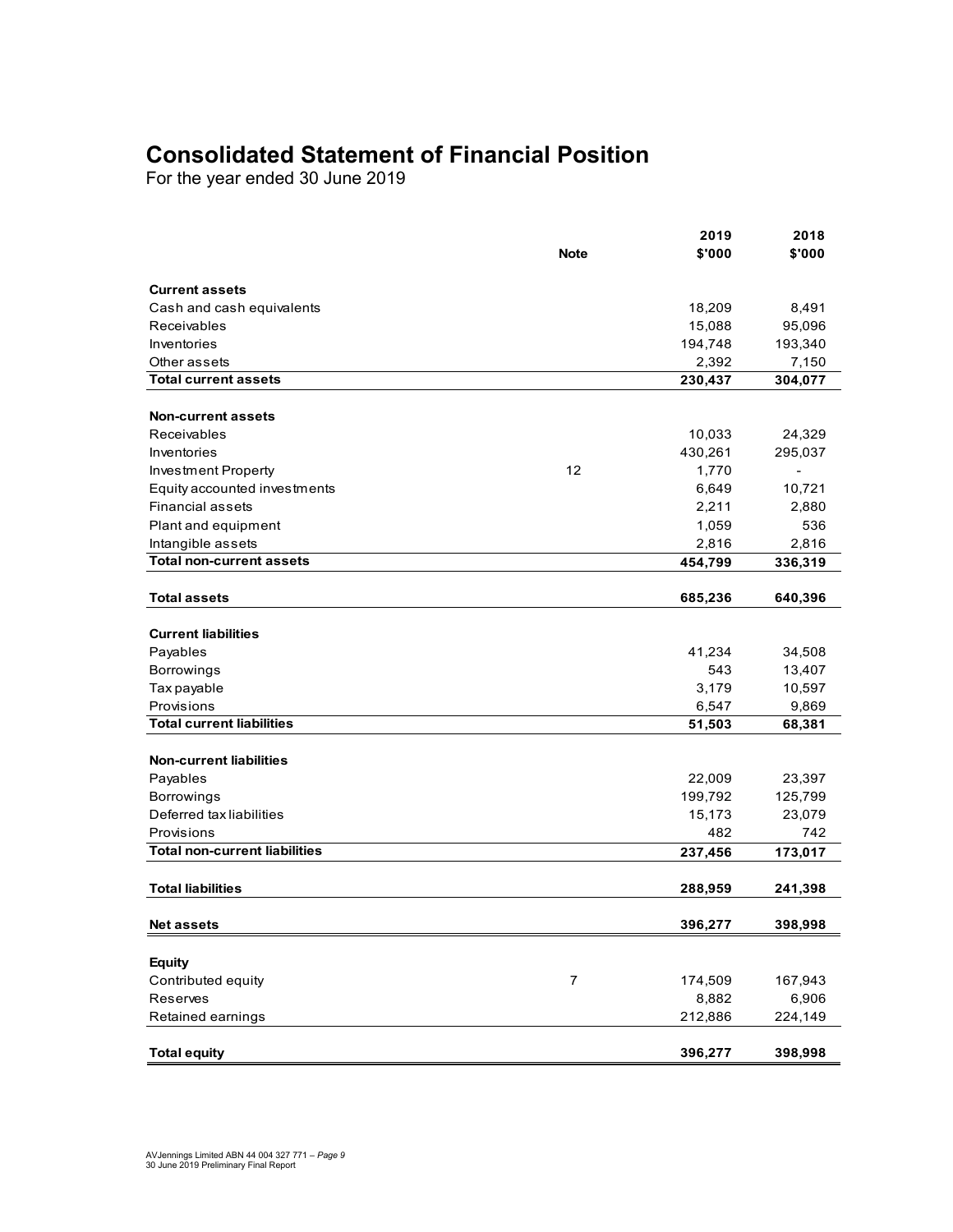# Consolidated Statement of Financial Position

For the year ended 30 June 2019

| | Note | 2019 $'000 | 2018 $'000 |
|---|---|---|---|
| **Current assets** | | | |
| Cash and cash equivalents | | 18,209 | 8,491 |
| Receivables | | 15,088 | 95,096 |
| Inventories | | 194,748 | 193,340 |
| Other assets | | 2,392 | 7,150 |
| **Total current assets** | | **230,437** | **304,077** |
| **Non-current assets** | | | |
| Receivables | | 10,033 | 24,329 |
| Inventories | | 430,261 | 295,037 |
| Investment Property | 12 | 1,770 | - |
| Equity accounted investments | | 6,649 | 10,721 |
| Financial assets | | 2,211 | 2,880 |
| Plant and equipment | | 1,059 | 536 |
| Intangible assets | | 2,816 | 2,816 |
| **Total non-current assets** | | **454,799** | **336,319** |
| **Total assets** | | **685,236** | **640,396** |
| **Current liabilities** | | | |
| Payables | | 41,234 | 34,508 |
| Borrowings | | 543 | 13,407 |
| Tax payable | | 3,179 | 10,597 |
| Provisions | | 6,547 | 9,869 |
| **Total current liabilities** | | **51,503** | **68,381** |
| **Non-current liabilities** | | | |
| Payables | | 22,009 | 23,397 |
| Borrowings | | 199,792 | 125,799 |
| Deferred tax liabilities | | 15,173 | 23,079 |
| Provisions | | 482 | 742 |
| **Total non-current liabilities** | | **237,456** | **173,017** |
| **Total liabilities** | | **288,959** | **241,398** |
| **Net assets** | | **396,277** | **398,998** |
| **Equity** | | | |
| Contributed equity | 7 | 174,509 | 167,943 |
| Reserves | | 8,882 | 6,906 |
| Retained earnings | | 212,886 | 224,149 |
| **Total equity** | | **396,277** | **398,998** |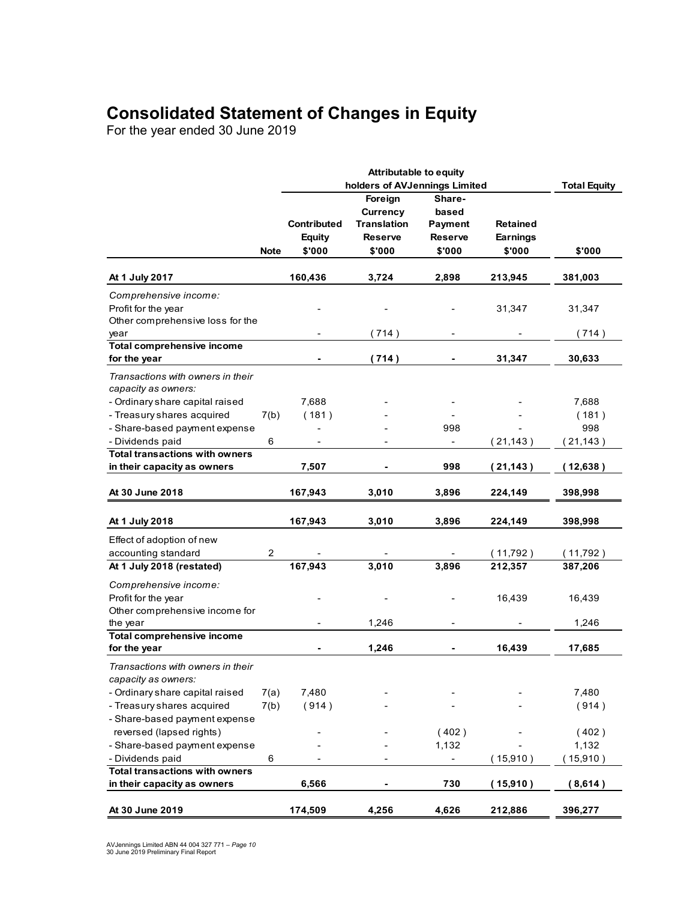# Consolidated Statement of Changes in Equity

For the year ended 30 June 2019

| | | Attributable to equity holders of AVJennings Limited | | | | Total Equity |
|---|---|---|---|---|---|---|
| | Note | Contributed Equity $'000 | Foreign Currency Translation Reserve $'000 | Share-based Payment Reserve $'000 | Retained Earnings $'000 | $'000 |
| **At 1 July 2017** | | **160,436** | **3,724** | **2,898** | **213,945** | **381,003** |
| *Comprehensive income:* | | | | | | |
| Profit for the year | | - | - | - | 31,347 | 31,347 |
| Other comprehensive loss for the year | | - | ( 714 ) | - | - | ( 714 ) |
| **Total comprehensive income for the year** | | **-** | **( 714 )** | **-** | **31,347** | **30,633** |
| *Transactions with owners in their capacity as owners:* | | | | | | |
| - Ordinary share capital raised | | 7,688 | - | - | - | 7,688 |
| - Treasury shares acquired | 7(b) | ( 181 ) | - | - | - | ( 181 ) |
| - Share-based payment expense | | - | - | 998 | - | 998 |
| - Dividends paid | 6 | - | - | - | ( 21,143 ) | ( 21,143 ) |
| **Total transactions with owners in their capacity as owners** | | **7,507** | **-** | **998** | **( 21,143 )** | **( 12,638 )** |
| **At 30 June 2018** | | **167,943** | **3,010** | **3,896** | **224,149** | **398,998** |
| **At 1 July 2018** | | **167,943** | **3,010** | **3,896** | **224,149** | **398,998** |
| Effect of adoption of new accounting standard | 2 | - | - | - | ( 11,792 ) | ( 11,792 ) |
| **At 1 July 2018 (restated)** | | **167,943** | **3,010** | **3,896** | **212,357** | **387,206** |
| *Comprehensive income:* | | | | | | |
| Profit for the year | | - | - | - | 16,439 | 16,439 |
| Other comprehensive income for the year | | - | 1,246 | - | - | 1,246 |
| **Total comprehensive income for the year** | | **-** | **1,246** | **-** | **16,439** | **17,685** |
| *Transactions with owners in their capacity as owners:* | | | | | | |
| - Ordinary share capital raised | 7(a) | 7,480 | - | - | - | 7,480 |
| - Treasury shares acquired | 7(b) | ( 914 ) | - | - | - | ( 914 ) |
| - Share-based payment expense reversed (lapsed rights) | | - | - | ( 402 ) | - | ( 402 ) |
| - Share-based payment expense | | - | - | 1,132 | - | 1,132 |
| - Dividends paid | 6 | - | - | - | ( 15,910 ) | ( 15,910 ) |
| **Total transactions with owners in their capacity as owners** | | **6,566** | **-** | **730** | **( 15,910 )** | **( 8,614 )** |
| **At 30 June 2019** | | **174,509** | **4,256** | **4,626** | **212,886** | **396,277** |

AVJennings Limited ABN 44 004 327 771 – *Page 10*
30 June 2019 Preliminary Final Report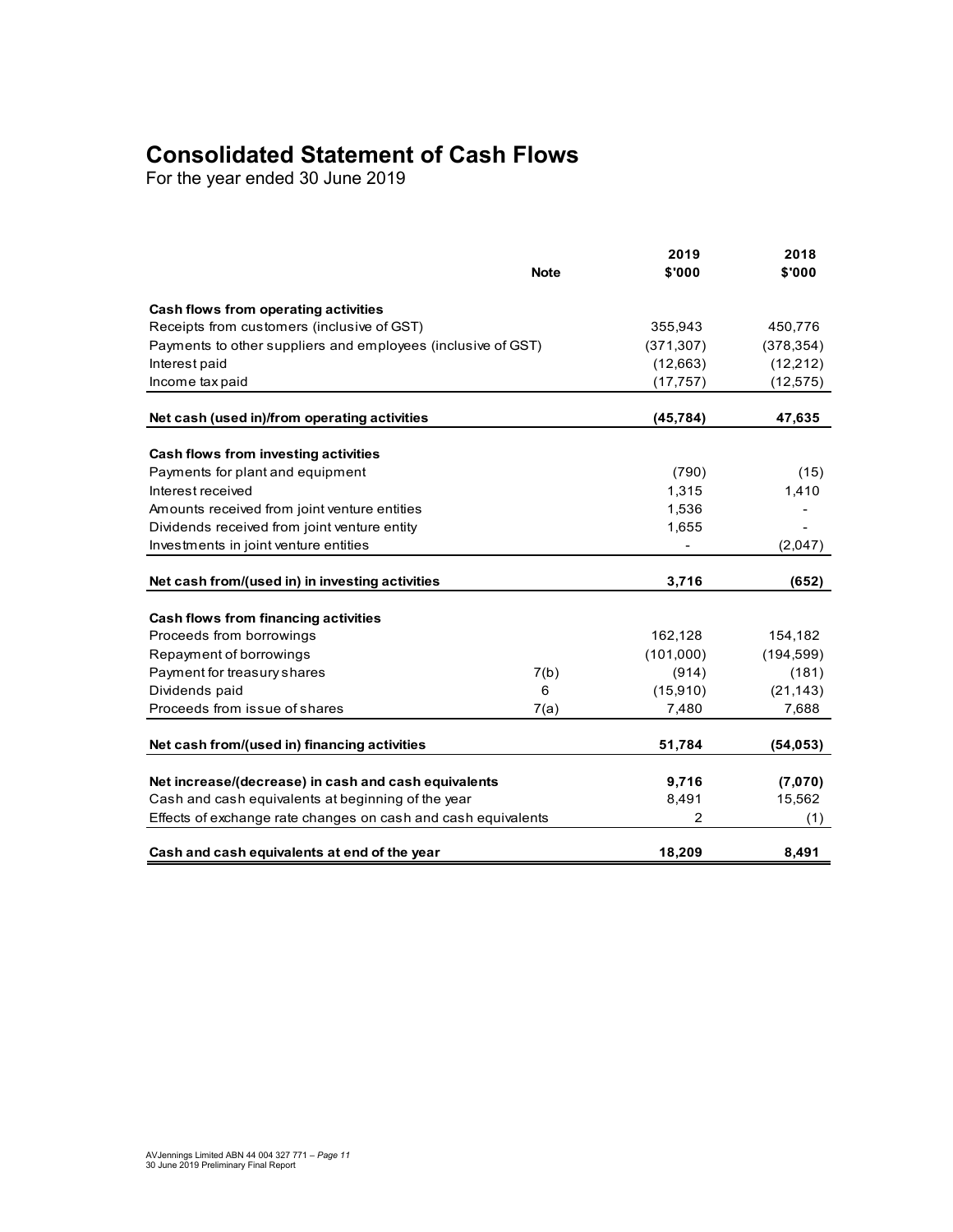# Consolidated Statement of Cash Flows

For the year ended 30 June 2019

| | Note | 2019 $'000 | 2018 $'000 |
|---|---|---|---|
| **Cash flows from operating activities** | | | |
| Receipts from customers (inclusive of GST) | | 355,943 | 450,776 |
| Payments to other suppliers and employees (inclusive of GST) | | (371,307) | (378,354) |
| Interest paid | | (12,663) | (12,212) |
| Income tax paid | | (17,757) | (12,575) |
| **Net cash (used in)/from operating activities** | | **(45,784)** | **47,635** |
| **Cash flows from investing activities** | | | |
| Payments for plant and equipment | | (790) | (15) |
| Interest received | | 1,315 | 1,410 |
| Amounts received from joint venture entities | | 1,536 | - |
| Dividends received from joint venture entity | | 1,655 | - |
| Investments in joint venture entities | | - | (2,047) |
| **Net cash from/(used in) in investing activities** | | **3,716** | **(652)** |
| **Cash flows from financing activities** | | | |
| Proceeds from borrowings | | 162,128 | 154,182 |
| Repayment of borrowings | | (101,000) | (194,599) |
| Payment for treasury shares | 7(b) | (914) | (181) |
| Dividends paid | 6 | (15,910) | (21,143) |
| Proceeds from issue of shares | 7(a) | 7,480 | 7,688 |
| **Net cash from/(used in) financing activities** | | **51,784** | **(54,053)** |
| **Net increase/(decrease) in cash and cash equivalents** | | **9,716** | **(7,070)** |
| Cash and cash equivalents at beginning of the year | | 8,491 | 15,562 |
| Effects of exchange rate changes on cash and cash equivalents | | 2 | (1) |
| **Cash and cash equivalents at end of the year** | | **18,209** | **8,491** |

AVJennings Limited ABN 44 004 327 771 – *Page 11*
30 June 2019 Preliminary Final Report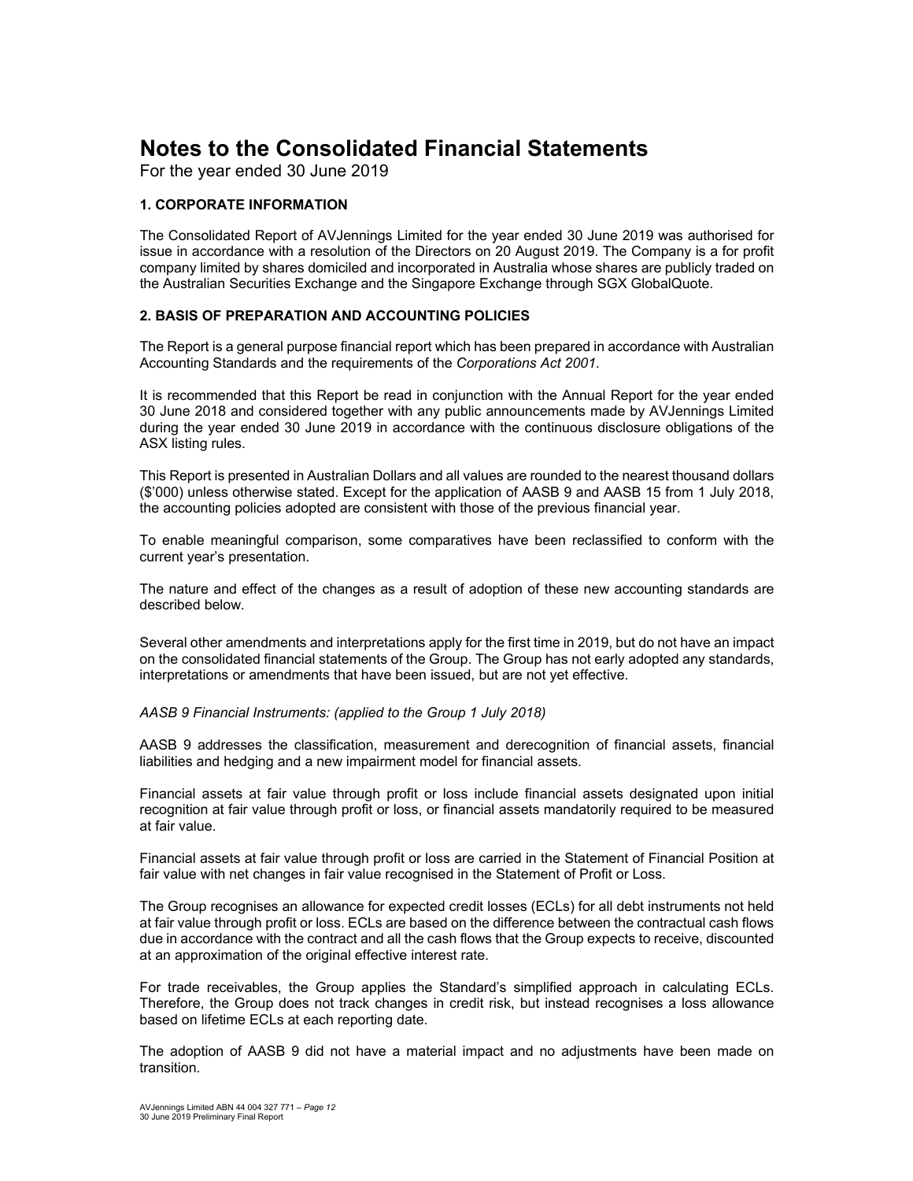# Notes to the Consolidated Financial Statements

For the year ended 30 June 2019

### 1. CORPORATE INFORMATION

The Consolidated Report of AVJennings Limited for the year ended 30 June 2019 was authorised for issue in accordance with a resolution of the Directors on 20 August 2019. The Company is a for profit company limited by shares domiciled and incorporated in Australia whose shares are publicly traded on the Australian Securities Exchange and the Singapore Exchange through SGX GlobalQuote.

### 2. BASIS OF PREPARATION AND ACCOUNTING POLICIES

The Report is a general purpose financial report which has been prepared in accordance with Australian Accounting Standards and the requirements of the *Corporations Act 2001*.

It is recommended that this Report be read in conjunction with the Annual Report for the year ended 30 June 2018 and considered together with any public announcements made by AVJennings Limited during the year ended 30 June 2019 in accordance with the continuous disclosure obligations of the ASX listing rules.

This Report is presented in Australian Dollars and all values are rounded to the nearest thousand dollars ($'000) unless otherwise stated. Except for the application of AASB 9 and AASB 15 from 1 July 2018, the accounting policies adopted are consistent with those of the previous financial year.

To enable meaningful comparison, some comparatives have been reclassified to conform with the current year's presentation.

The nature and effect of the changes as a result of adoption of these new accounting standards are described below.

Several other amendments and interpretations apply for the first time in 2019, but do not have an impact on the consolidated financial statements of the Group. The Group has not early adopted any standards, interpretations or amendments that have been issued, but are not yet effective.

*AASB 9 Financial Instruments: (applied to the Group 1 July 2018)*

AASB 9 addresses the classification, measurement and derecognition of financial assets, financial liabilities and hedging and a new impairment model for financial assets.

Financial assets at fair value through profit or loss include financial assets designated upon initial recognition at fair value through profit or loss, or financial assets mandatorily required to be measured at fair value.

Financial assets at fair value through profit or loss are carried in the Statement of Financial Position at fair value with net changes in fair value recognised in the Statement of Profit or Loss.

The Group recognises an allowance for expected credit losses (ECLs) for all debt instruments not held at fair value through profit or loss. ECLs are based on the difference between the contractual cash flows due in accordance with the contract and all the cash flows that the Group expects to receive, discounted at an approximation of the original effective interest rate.

For trade receivables, the Group applies the Standard's simplified approach in calculating ECLs. Therefore, the Group does not track changes in credit risk, but instead recognises a loss allowance based on lifetime ECLs at each reporting date.

The adoption of AASB 9 did not have a material impact and no adjustments have been made on transition.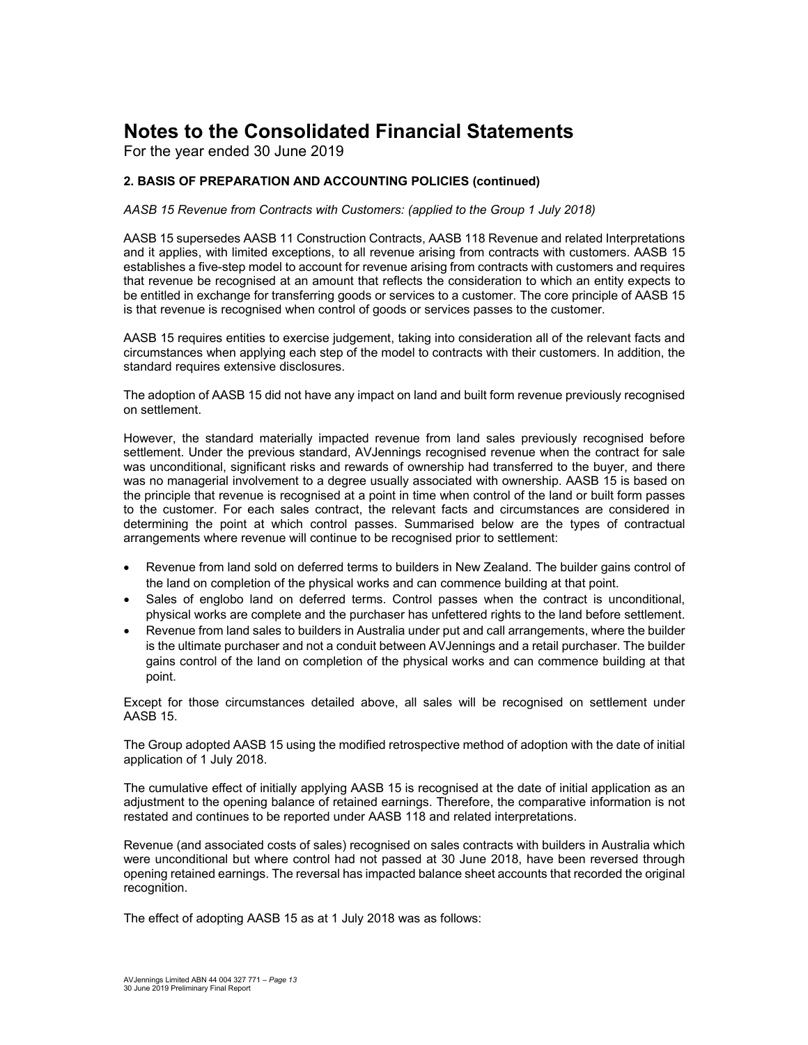# Notes to the Consolidated Financial Statements

For the year ended 30 June 2019

### 2. BASIS OF PREPARATION AND ACCOUNTING POLICIES (continued)

*AASB 15 Revenue from Contracts with Customers: (applied to the Group 1 July 2018)*

AASB 15 supersedes AASB 11 Construction Contracts, AASB 118 Revenue and related Interpretations and it applies, with limited exceptions, to all revenue arising from contracts with customers. AASB 15 establishes a five-step model to account for revenue arising from contracts with customers and requires that revenue be recognised at an amount that reflects the consideration to which an entity expects to be entitled in exchange for transferring goods or services to a customer. The core principle of AASB 15 is that revenue is recognised when control of goods or services passes to the customer.

AASB 15 requires entities to exercise judgement, taking into consideration all of the relevant facts and circumstances when applying each step of the model to contracts with their customers. In addition, the standard requires extensive disclosures.

The adoption of AASB 15 did not have any impact on land and built form revenue previously recognised on settlement.

However, the standard materially impacted revenue from land sales previously recognised before settlement. Under the previous standard, AVJennings recognised revenue when the contract for sale was unconditional, significant risks and rewards of ownership had transferred to the buyer, and there was no managerial involvement to a degree usually associated with ownership. AASB 15 is based on the principle that revenue is recognised at a point in time when control of the land or built form passes to the customer. For each sales contract, the relevant facts and circumstances are considered in determining the point at which control passes. Summarised below are the types of contractual arrangements where revenue will continue to be recognised prior to settlement:

- Revenue from land sold on deferred terms to builders in New Zealand. The builder gains control of the land on completion of the physical works and can commence building at that point.
- Sales of englobo land on deferred terms. Control passes when the contract is unconditional, physical works are complete and the purchaser has unfettered rights to the land before settlement.
- Revenue from land sales to builders in Australia under put and call arrangements, where the builder is the ultimate purchaser and not a conduit between AVJennings and a retail purchaser. The builder gains control of the land on completion of the physical works and can commence building at that point.

Except for those circumstances detailed above, all sales will be recognised on settlement under AASB 15.

The Group adopted AASB 15 using the modified retrospective method of adoption with the date of initial application of 1 July 2018.

The cumulative effect of initially applying AASB 15 is recognised at the date of initial application as an adjustment to the opening balance of retained earnings. Therefore, the comparative information is not restated and continues to be reported under AASB 118 and related interpretations.

Revenue (and associated costs of sales) recognised on sales contracts with builders in Australia which were unconditional but where control had not passed at 30 June 2018, have been reversed through opening retained earnings. The reversal has impacted balance sheet accounts that recorded the original recognition.

The effect of adopting AASB 15 as at 1 July 2018 was as follows: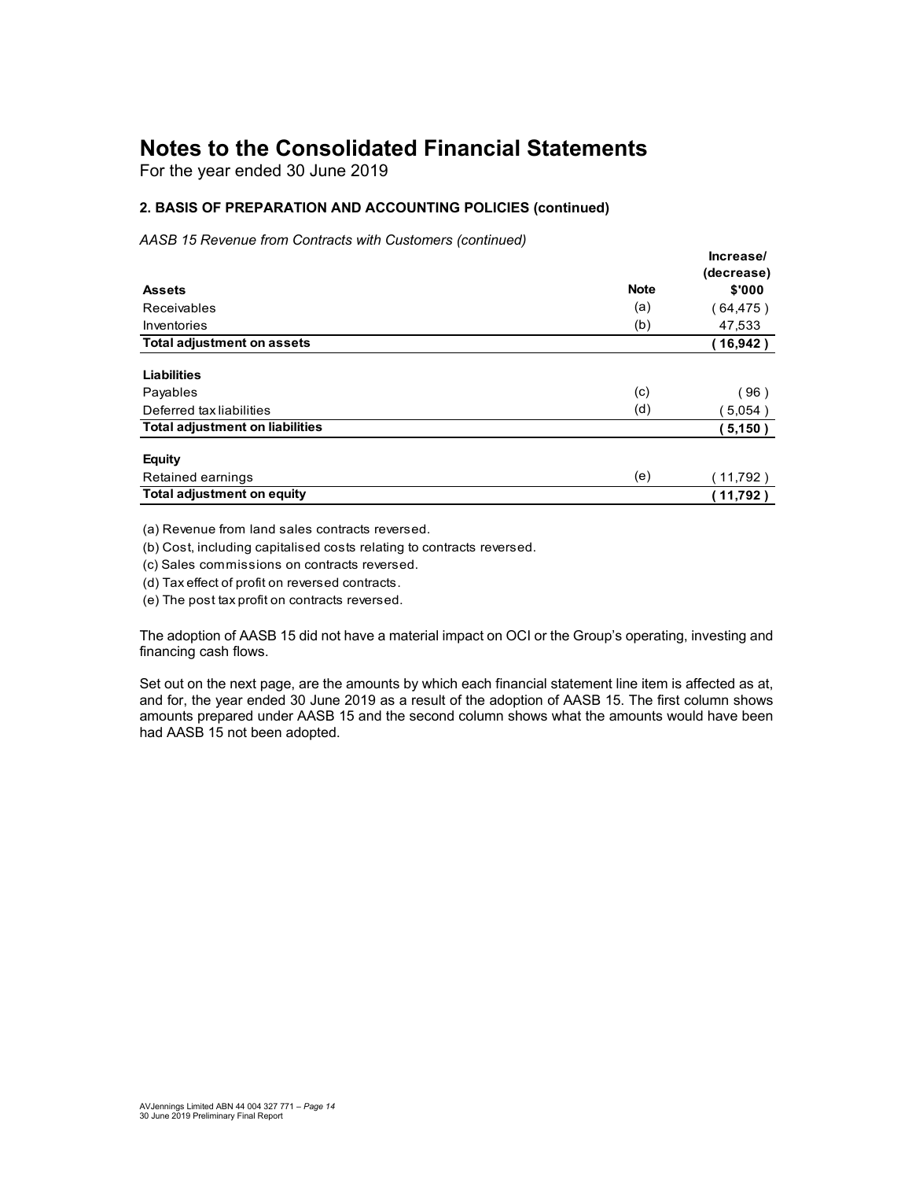# Notes to the Consolidated Financial Statements

For the year ended 30 June 2019

### 2. BASIS OF PREPARATION AND ACCOUNTING POLICIES (continued)

*AASB 15 Revenue from Contracts with Customers (continued)*

| | Note | Increase/ (decrease) \$'000 |
|---|---|---|
| **Assets** | | |
| Receivables | (a) | ( 64,475 ) |
| Inventories | (b) | 47,533 |
| **Total adjustment on assets** | | **( 16,942 )** |
| **Liabilities** | | |
| Payables | (c) | ( 96 ) |
| Deferred tax liabilities | (d) | ( 5,054 ) |
| **Total adjustment on liabilities** | | **( 5,150 )** |
| **Equity** | | |
| Retained earnings | (e) | ( 11,792 ) |
| **Total adjustment on equity** | | **( 11,792 )** |

(a) Revenue from land sales contracts reversed.

(b) Cost, including capitalised costs relating to contracts reversed.

(c) Sales commissions on contracts reversed.

(d) Tax effect of profit on reversed contracts.

(e) The post tax profit on contracts reversed.

The adoption of AASB 15 did not have a material impact on OCI or the Group's operating, investing and financing cash flows.

Set out on the next page, are the amounts by which each financial statement line item is affected as at, and for, the year ended 30 June 2019 as a result of the adoption of AASB 15. The first column shows amounts prepared under AASB 15 and the second column shows what the amounts would have been had AASB 15 not been adopted.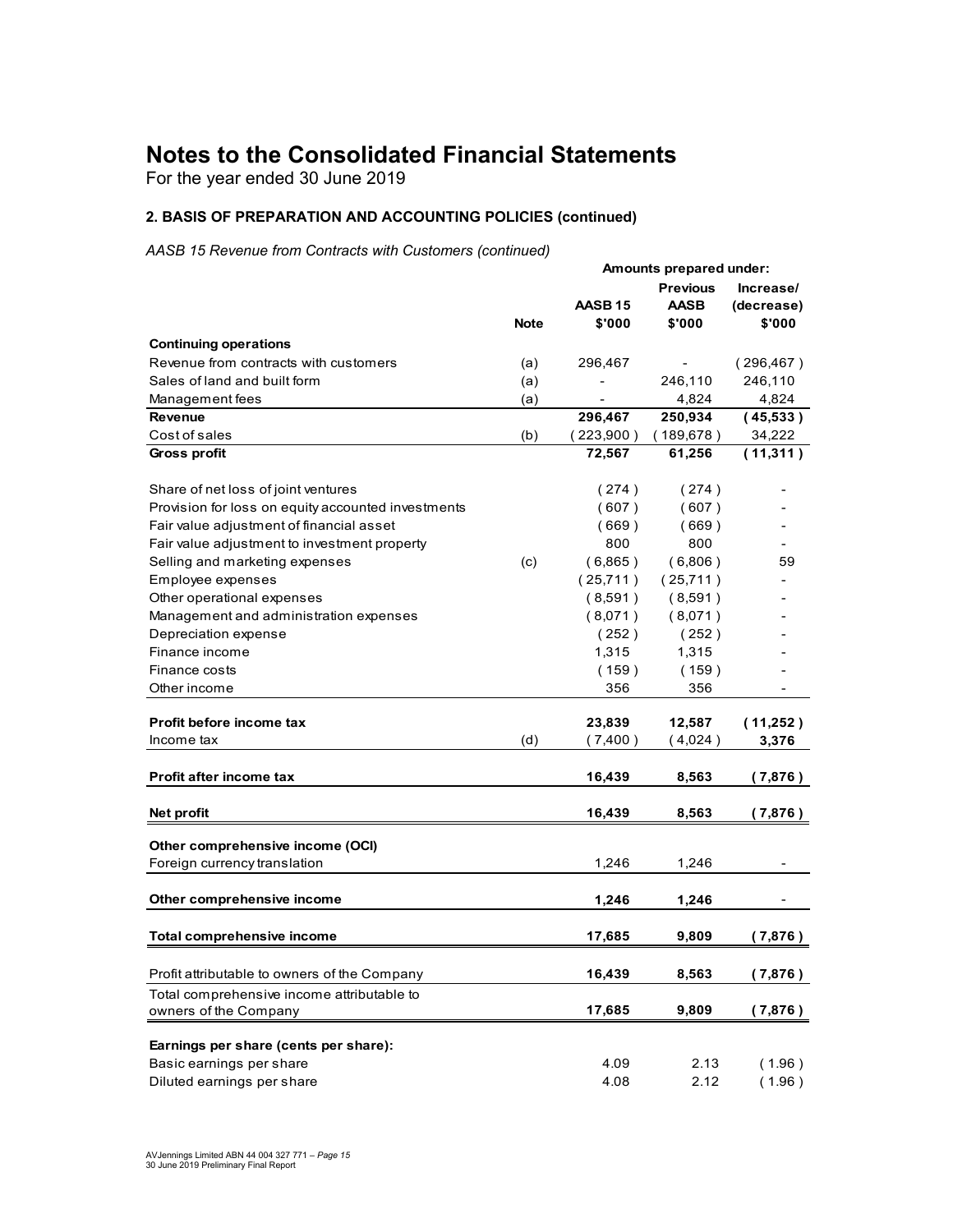# Notes to the Consolidated Financial Statements

For the year ended 30 June 2019

## 2. BASIS OF PREPARATION AND ACCOUNTING POLICIES (continued)

*AASB 15 Revenue from Contracts with Customers (continued)*

| | | Amounts prepared under: | | |
|---|---|---|---|---|
| | Note | AASB 15 $'000 | Previous AASB $'000 | Increase/ (decrease) $'000 |
| **Continuing operations** | | | | |
| Revenue from contracts with customers | (a) | 296,467 | - | ( 296,467 ) |
| Sales of land and built form | (a) | - | 246,110 | 246,110 |
| Management fees | (a) | - | 4,824 | 4,824 |
| **Revenue** | | **296,467** | **250,934** | **( 45,533 )** |
| Cost of sales | (b) | ( 223,900 ) | ( 189,678 ) | 34,222 |
| **Gross profit** | | **72,567** | **61,256** | **( 11,311 )** |
| Share of net loss of joint ventures | | ( 274 ) | ( 274 ) | - |
| Provision for loss on equity accounted investments | | ( 607 ) | ( 607 ) | - |
| Fair value adjustment of financial asset | | ( 669 ) | ( 669 ) | - |
| Fair value adjustment to investment property | | 800 | 800 | - |
| Selling and marketing expenses | (c) | ( 6,865 ) | ( 6,806 ) | 59 |
| Employee expenses | | ( 25,711 ) | ( 25,711 ) | - |
| Other operational expenses | | ( 8,591 ) | ( 8,591 ) | - |
| Management and administration expenses | | ( 8,071 ) | ( 8,071 ) | - |
| Depreciation expense | | ( 252 ) | ( 252 ) | - |
| Finance income | | 1,315 | 1,315 | - |
| Finance costs | | ( 159 ) | ( 159 ) | - |
| Other income | | 356 | 356 | - |
| **Profit before income tax** | | **23,839** | **12,587** | **( 11,252 )** |
| Income tax | (d) | ( 7,400 ) | ( 4,024 ) | **3,376** |
| **Profit after income tax** | | **16,439** | **8,563** | **( 7,876 )** |
| **Net profit** | | **16,439** | **8,563** | **( 7,876 )** |
| **Other comprehensive income (OCI)** | | | | |
| Foreign currency translation | | 1,246 | 1,246 | - |
| **Other comprehensive income** | | **1,246** | **1,246** | - |
| **Total comprehensive income** | | **17,685** | **9,809** | **( 7,876 )** |
| Profit attributable to owners of the Company | | **16,439** | **8,563** | **( 7,876 )** |
| Total comprehensive income attributable to owners of the Company | | **17,685** | **9,809** | **( 7,876 )** |
| **Earnings per share (cents per share):** | | | | |
| Basic earnings per share | | 4.09 | 2.13 | ( 1.96 ) |
| Diluted earnings per share | | 4.08 | 2.12 | ( 1.96 ) |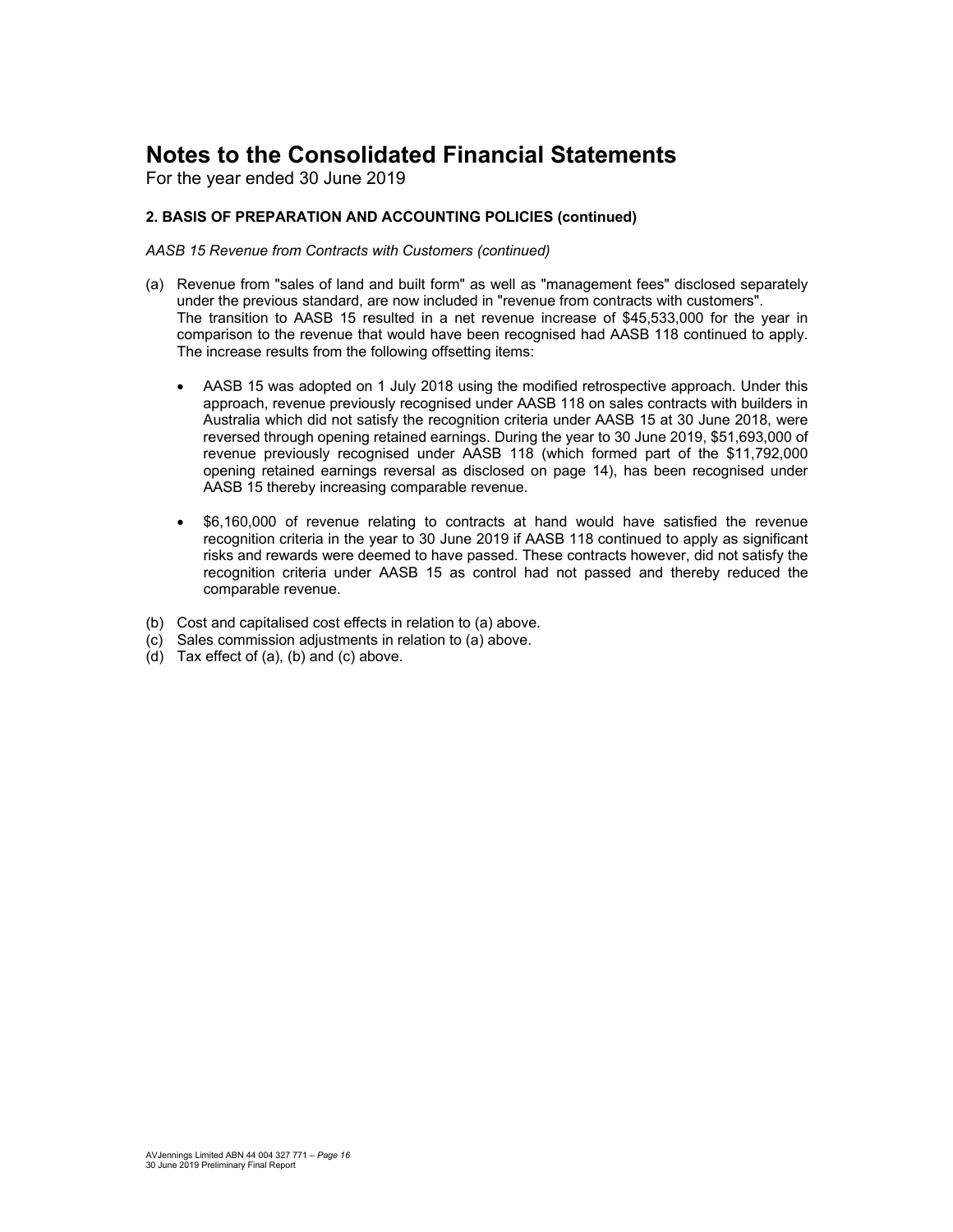# Notes to the Consolidated Financial Statements

For the year ended 30 June 2019

**2. BASIS OF PREPARATION AND ACCOUNTING POLICIES (continued)**

*AASB 15 Revenue from Contracts with Customers (continued)*

(a) Revenue from "sales of land and built form" as well as "management fees" disclosed separately under the previous standard, are now included in "revenue from contracts with customers".
The transition to AASB 15 resulted in a net revenue increase of $45,533,000 for the year in comparison to the revenue that would have been recognised had AASB 118 continued to apply. The increase results from the following offsetting items:

- AASB 15 was adopted on 1 July 2018 using the modified retrospective approach. Under this approach, revenue previously recognised under AASB 118 on sales contracts with builders in Australia which did not satisfy the recognition criteria under AASB 15 at 30 June 2018, were reversed through opening retained earnings. During the year to 30 June 2019, $51,693,000 of revenue previously recognised under AASB 118 (which formed part of the $11,792,000 opening retained earnings reversal as disclosed on page 14), has been recognised under AASB 15 thereby increasing comparable revenue.

- $6,160,000 of revenue relating to contracts at hand would have satisfied the revenue recognition criteria in the year to 30 June 2019 if AASB 118 continued to apply as significant risks and rewards were deemed to have passed. These contracts however, did not satisfy the recognition criteria under AASB 15 as control had not passed and thereby reduced the comparable revenue.

(b) Cost and capitalised cost effects in relation to (a) above.
(c) Sales commission adjustments in relation to (a) above.
(d) Tax effect of (a), (b) and (c) above.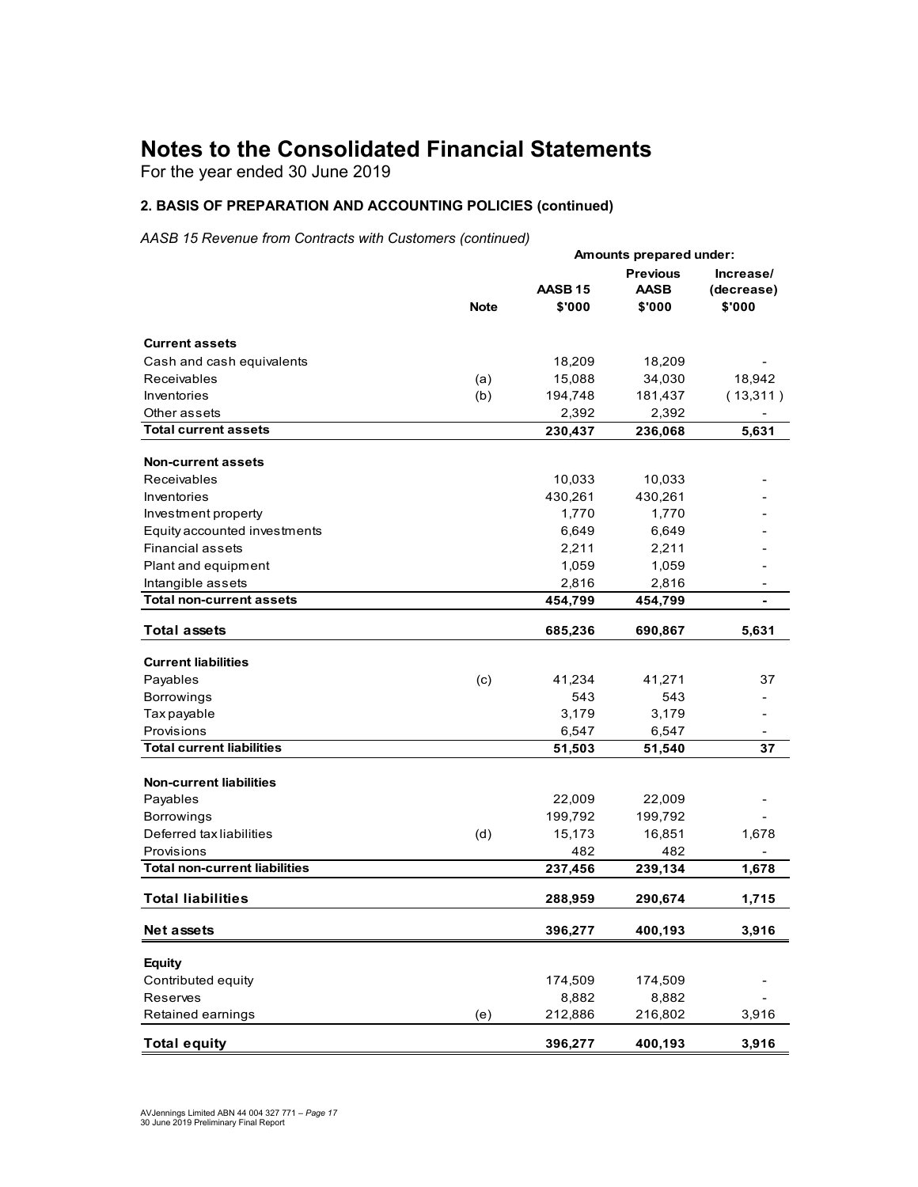# Notes to the Consolidated Financial Statements

For the year ended 30 June 2019

## 2. BASIS OF PREPARATION AND ACCOUNTING POLICIES (continued)

*AASB 15 Revenue from Contracts with Customers (continued)*

| | | Amounts prepared under: | | |
|---|---|---|---|---|
| | **Note** | **AASB 15 \$'000** | **Previous AASB \$'000** | **Increase/ (decrease) \$'000** |
| **Current assets** | | | | |
| Cash and cash equivalents | | 18,209 | 18,209 | - |
| Receivables | (a) | 15,088 | 34,030 | 18,942 |
| Inventories | (b) | 194,748 | 181,437 | ( 13,311 ) |
| Other assets | | 2,392 | 2,392 | - |
| **Total current assets** | | **230,437** | **236,068** | **5,631** |
| **Non-current assets** | | | | |
| Receivables | | 10,033 | 10,033 | - |
| Inventories | | 430,261 | 430,261 | - |
| Investment property | | 1,770 | 1,770 | - |
| Equity accounted investments | | 6,649 | 6,649 | - |
| Financial assets | | 2,211 | 2,211 | - |
| Plant and equipment | | 1,059 | 1,059 | - |
| Intangible assets | | 2,816 | 2,816 | - |
| **Total non-current assets** | | **454,799** | **454,799** | **-** |
| **Total assets** | | **685,236** | **690,867** | **5,631** |
| **Current liabilities** | | | | |
| Payables | (c) | 41,234 | 41,271 | 37 |
| Borrowings | | 543 | 543 | - |
| Tax payable | | 3,179 | 3,179 | - |
| Provisions | | 6,547 | 6,547 | - |
| **Total current liabilities** | | **51,503** | **51,540** | **37** |
| **Non-current liabilities** | | | | |
| Payables | | 22,009 | 22,009 | - |
| Borrowings | | 199,792 | 199,792 | - |
| Deferred tax liabilities | (d) | 15,173 | 16,851 | 1,678 |
| Provisions | | 482 | 482 | - |
| **Total non-current liabilities** | | **237,456** | **239,134** | **1,678** |
| **Total liabilities** | | **288,959** | **290,674** | **1,715** |
| **Net assets** | | **396,277** | **400,193** | **3,916** |
| **Equity** | | | | |
| Contributed equity | | 174,509 | 174,509 | - |
| Reserves | | 8,882 | 8,882 | - |
| Retained earnings | (e) | 212,886 | 216,802 | 3,916 |
| **Total equity** | | **396,277** | **400,193** | **3,916** |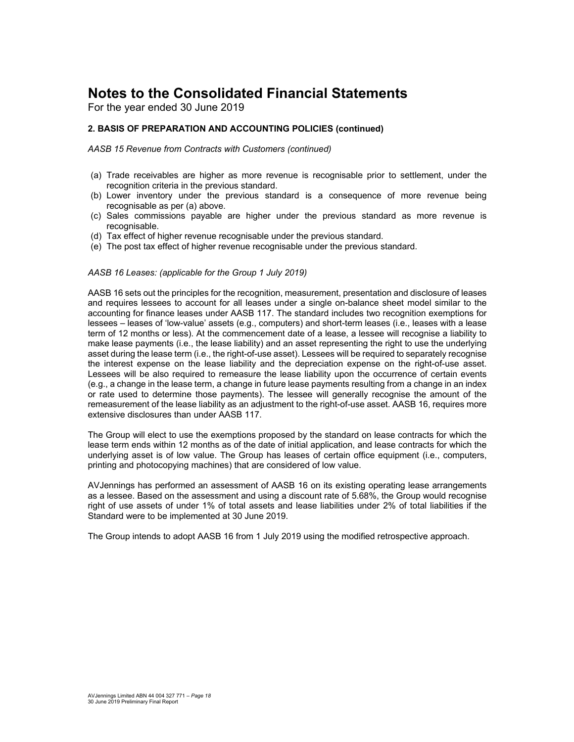# Notes to the Consolidated Financial Statements

For the year ended 30 June 2019

### 2. BASIS OF PREPARATION AND ACCOUNTING POLICIES (continued)

*AASB 15 Revenue from Contracts with Customers (continued)*

(a) Trade receivables are higher as more revenue is recognisable prior to settlement, under the recognition criteria in the previous standard.
(b) Lower inventory under the previous standard is a consequence of more revenue being recognisable as per (a) above.
(c) Sales commissions payable are higher under the previous standard as more revenue is recognisable.
(d) Tax effect of higher revenue recognisable under the previous standard.
(e) The post tax effect of higher revenue recognisable under the previous standard.

*AASB 16 Leases: (applicable for the Group 1 July 2019)*

AASB 16 sets out the principles for the recognition, measurement, presentation and disclosure of leases and requires lessees to account for all leases under a single on-balance sheet model similar to the accounting for finance leases under AASB 117. The standard includes two recognition exemptions for lessees – leases of 'low-value' assets (e.g., computers) and short-term leases (i.e., leases with a lease term of 12 months or less). At the commencement date of a lease, a lessee will recognise a liability to make lease payments (i.e., the lease liability) and an asset representing the right to use the underlying asset during the lease term (i.e., the right-of-use asset). Lessees will be required to separately recognise the interest expense on the lease liability and the depreciation expense on the right-of-use asset. Lessees will be also required to remeasure the lease liability upon the occurrence of certain events (e.g., a change in the lease term, a change in future lease payments resulting from a change in an index or rate used to determine those payments). The lessee will generally recognise the amount of the remeasurement of the lease liability as an adjustment to the right-of-use asset. AASB 16, requires more extensive disclosures than under AASB 117.

The Group will elect to use the exemptions proposed by the standard on lease contracts for which the lease term ends within 12 months as of the date of initial application, and lease contracts for which the underlying asset is of low value. The Group has leases of certain office equipment (i.e., computers, printing and photocopying machines) that are considered of low value.

AVJennings has performed an assessment of AASB 16 on its existing operating lease arrangements as a lessee. Based on the assessment and using a discount rate of 5.68%, the Group would recognise right of use assets of under 1% of total assets and lease liabilities under 2% of total liabilities if the Standard were to be implemented at 30 June 2019.

The Group intends to adopt AASB 16 from 1 July 2019 using the modified retrospective approach.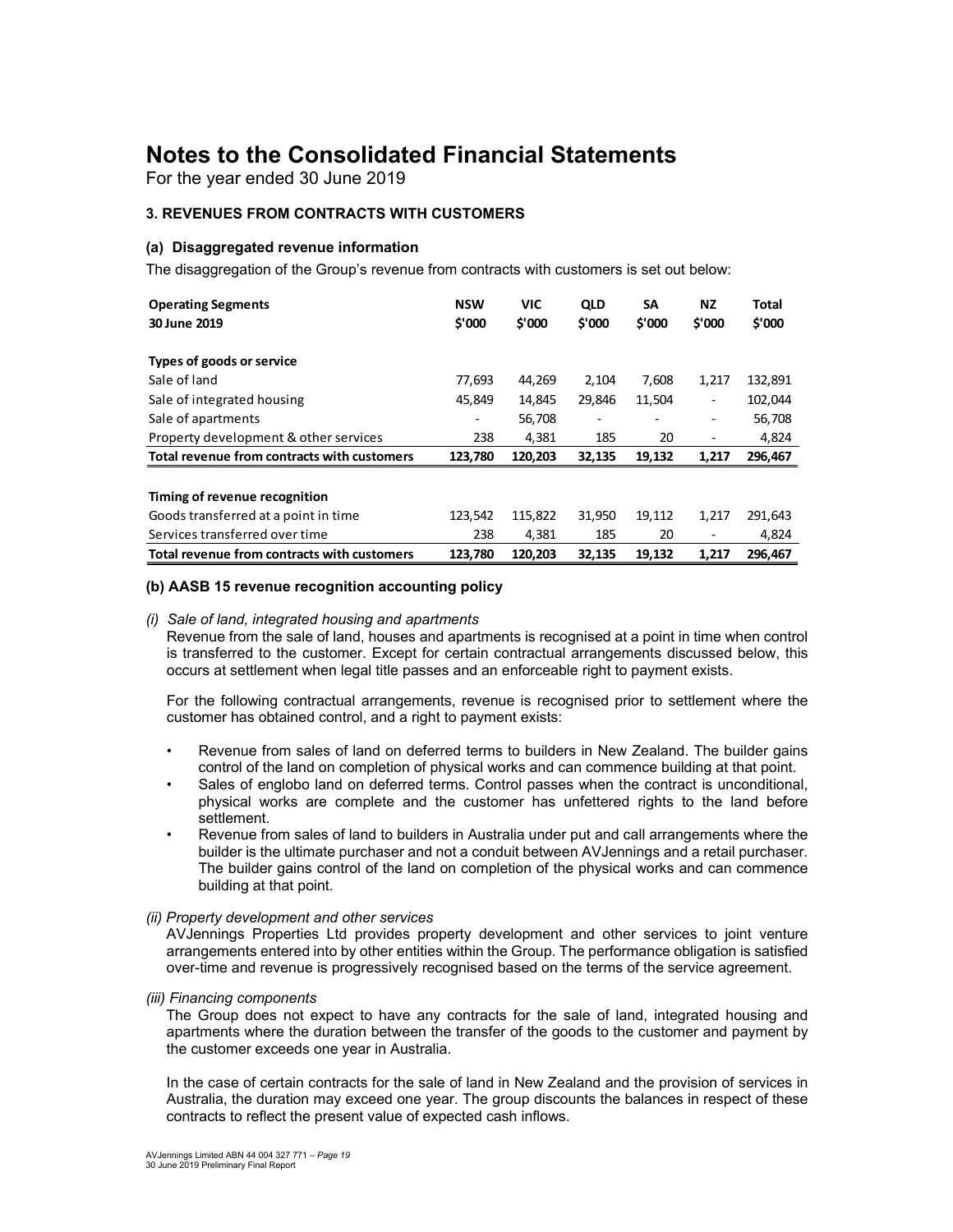# Notes to the Consolidated Financial Statements

For the year ended 30 June 2019

### 3. REVENUES FROM CONTRACTS WITH CUSTOMERS

#### (a) Disaggregated revenue information

The disaggregation of the Group's revenue from contracts with customers is set out below:

| **Operating Segments**<br>**30 June 2019** | **NSW**<br>**\$'000** | **VIC**<br>**\$'000** | **QLD**<br>**\$'000** | **SA**<br>**\$'000** | **NZ**<br>**\$'000** | **Total**<br>**\$'000** |
|---|---|---|---|---|---|---|
| **Types of goods or service** | | | | | | |
| Sale of land | 77,693 | 44,269 | 2,104 | 7,608 | 1,217 | 132,891 |
| Sale of integrated housing | 45,849 | 14,845 | 29,846 | 11,504 | - | 102,044 |
| Sale of apartments | - | 56,708 | - | - | - | 56,708 |
| Property development & other services | 238 | 4,381 | 185 | 20 | - | 4,824 |
| **Total revenue from contracts with customers** | **123,780** | **120,203** | **32,135** | **19,132** | **1,217** | **296,467** |
| | | | | | | |
| **Timing of revenue recognition** | | | | | | |
| Goods transferred at a point in time | 123,542 | 115,822 | 31,950 | 19,112 | 1,217 | 291,643 |
| Services transferred over time | 238 | 4,381 | 185 | 20 | - | 4,824 |
| **Total revenue from contracts with customers** | **123,780** | **120,203** | **32,135** | **19,132** | **1,217** | **296,467** |

#### (b) AASB 15 revenue recognition accounting policy

*(i) Sale of land, integrated housing and apartments*

Revenue from the sale of land, houses and apartments is recognised at a point in time when control is transferred to the customer. Except for certain contractual arrangements discussed below, this occurs at settlement when legal title passes and an enforceable right to payment exists.

For the following contractual arrangements, revenue is recognised prior to settlement where the customer has obtained control, and a right to payment exists:

- Revenue from sales of land on deferred terms to builders in New Zealand. The builder gains control of the land on completion of physical works and can commence building at that point.
- Sales of englobo land on deferred terms. Control passes when the contract is unconditional, physical works are complete and the customer has unfettered rights to the land before settlement.
- Revenue from sales of land to builders in Australia under put and call arrangements where the builder is the ultimate purchaser and not a conduit between AVJennings and a retail purchaser. The builder gains control of the land on completion of the physical works and can commence building at that point.

*(ii) Property development and other services*

AVJennings Properties Ltd provides property development and other services to joint venture arrangements entered into by other entities within the Group. The performance obligation is satisfied over-time and revenue is progressively recognised based on the terms of the service agreement.

*(iii) Financing components*

The Group does not expect to have any contracts for the sale of land, integrated housing and apartments where the duration between the transfer of the goods to the customer and payment by the customer exceeds one year in Australia.

In the case of certain contracts for the sale of land in New Zealand and the provision of services in Australia, the duration may exceed one year. The group discounts the balances in respect of these contracts to reflect the present value of expected cash inflows.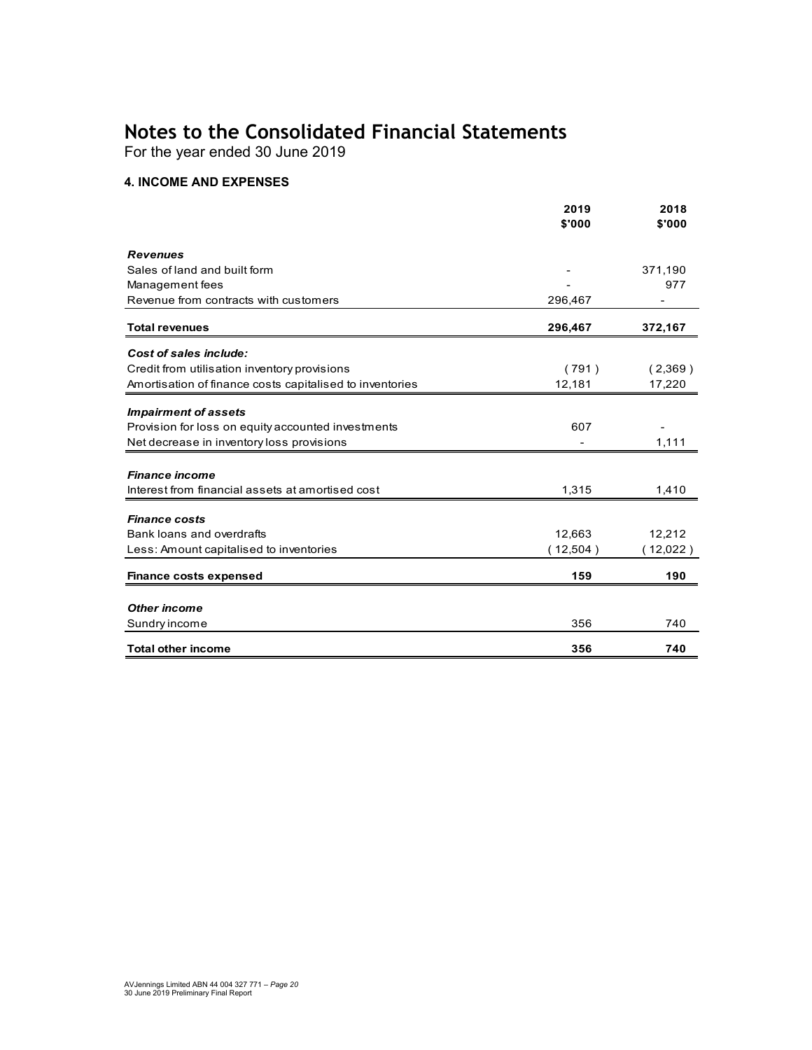# Notes to the Consolidated Financial Statements

For the year ended 30 June 2019

### 4. INCOME AND EXPENSES

| | 2019<br>$'000 | 2018<br>$'000 |
|---|---|---|
| ***Revenues*** | | |
| Sales of land and built form | - | 371,190 |
| Management fees | - | 977 |
| Revenue from contracts with customers | 296,467 | - |
| **Total revenues** | **296,467** | **372,167** |
| ***Cost of sales include:*** | | |
| Credit from utilisation inventory provisions | ( 791 ) | ( 2,369 ) |
| Amortisation of finance costs capitalised to inventories | 12,181 | 17,220 |
| ***Impairment of assets*** | | |
| Provision for loss on equity accounted investments | 607 | - |
| Net decrease in inventory loss provisions | - | 1,111 |
| ***Finance income*** | | |
| Interest from financial assets at amortised cost | 1,315 | 1,410 |
| ***Finance costs*** | | |
| Bank loans and overdrafts | 12,663 | 12,212 |
| Less: Amount capitalised to inventories | ( 12,504 ) | ( 12,022 ) |
| **Finance costs expensed** | **159** | **190** |
| ***Other income*** | | |
| Sundry income | 356 | 740 |
| **Total other income** | **356** | **740** |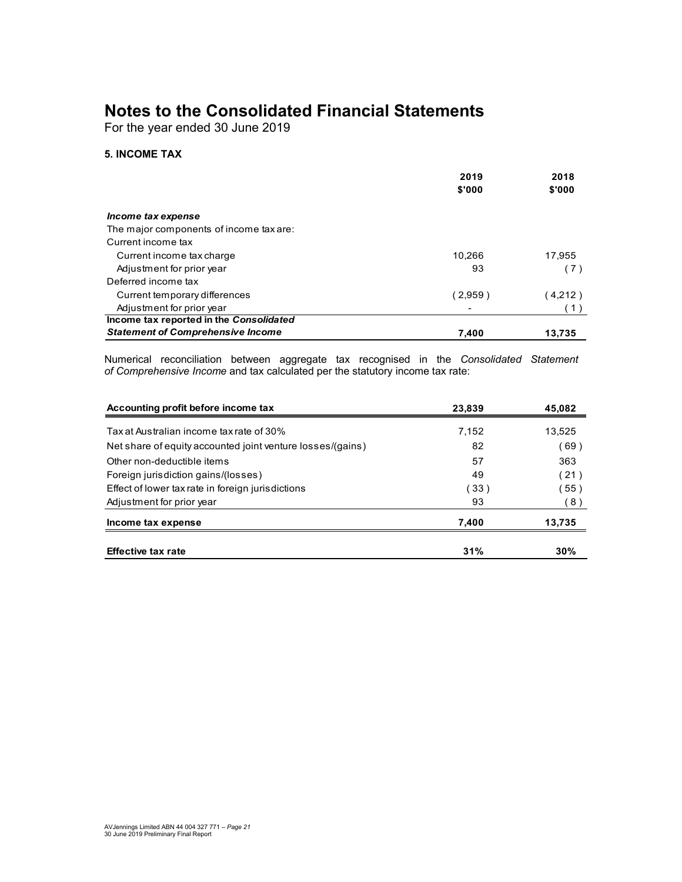# Notes to the Consolidated Financial Statements

For the year ended 30 June 2019

### 5. INCOME TAX

| | 2019 \$'000 | 2018 \$'000 |
|---|---|---|
| ***Income tax expense*** | | |
| The major components of income tax are: | | |
| Current income tax | | |
| Current income tax charge | 10,266 | 17,955 |
| Adjustment for prior year | 93 | ( 7 ) |
| Deferred income tax | | |
| Current temporary differences | ( 2,959 ) | ( 4,212 ) |
| Adjustment for prior year | - | ( 1 ) |
| **Income tax reported in the *Consolidated Statement of Comprehensive Income*** | **7,400** | **13,735** |

Numerical reconciliation between aggregate tax recognised in the *Consolidated Statement of Comprehensive Income* and tax calculated per the statutory income tax rate:

| | | |
|---|---|---|
| **Accounting profit before income tax** | **23,839** | **45,082** |
| Tax at Australian income tax rate of 30% | 7,152 | 13,525 |
| Net share of equity accounted joint venture losses/(gains) | 82 | ( 69 ) |
| Other non-deductible items | 57 | 363 |
| Foreign jurisdiction gains/(losses) | 49 | ( 21 ) |
| Effect of lower tax rate in foreign jurisdictions | ( 33 ) | ( 55 ) |
| Adjustment for prior year | 93 | ( 8 ) |
| **Income tax expense** | **7,400** | **13,735** |
| **Effective tax rate** | **31%** | **30%** |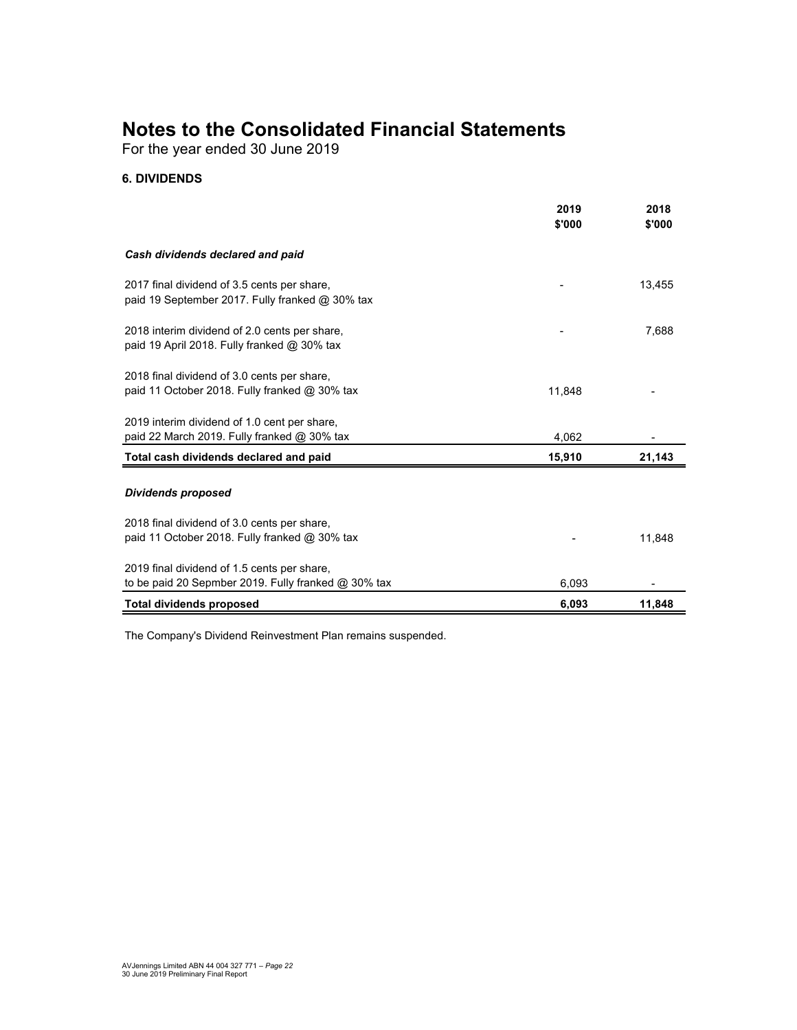# Notes to the Consolidated Financial Statements

For the year ended 30 June 2019

### 6. DIVIDENDS

| | 2019 $'000 | 2018 $'000 |
|---|---|---|
| ***Cash dividends declared and paid*** | | |
| 2017 final dividend of 3.5 cents per share, paid 19 September 2017. Fully franked @ 30% tax | - | 13,455 |
| 2018 interim dividend of 2.0 cents per share, paid 19 April 2018. Fully franked @ 30% tax | - | 7,688 |
| 2018 final dividend of 3.0 cents per share, paid 11 October 2018. Fully franked @ 30% tax | 11,848 | - |
| 2019 interim dividend of 1.0 cent per share, paid 22 March 2019. Fully franked @ 30% tax | 4,062 | - |
| **Total cash dividends declared and paid** | **15,910** | **21,143** |
| ***Dividends proposed*** | | |
| 2018 final dividend of 3.0 cents per share, paid 11 October 2018. Fully franked @ 30% tax | - | 11,848 |
| 2019 final dividend of 1.5 cents per share, to be paid 20 Sepmber 2019. Fully franked @ 30% tax | 6,093 | - |
| **Total dividends proposed** | **6,093** | **11,848** |

The Company's Dividend Reinvestment Plan remains suspended.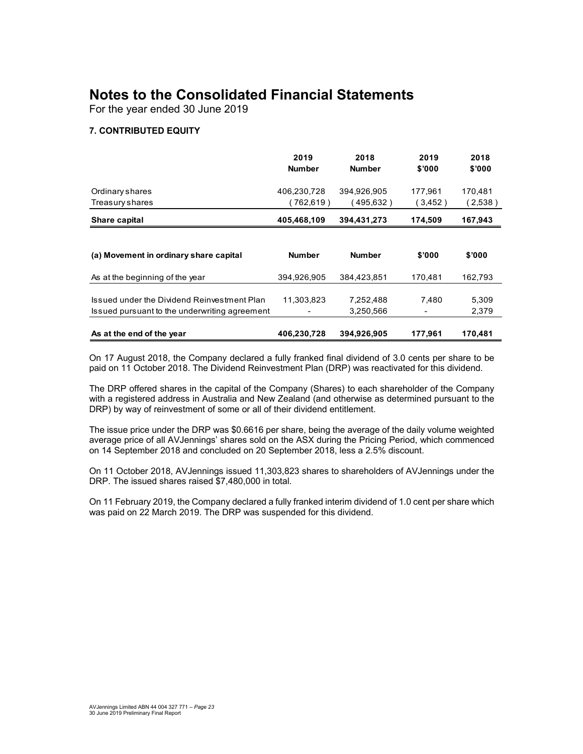# Notes to the Consolidated Financial Statements

For the year ended 30 June 2019

### 7. CONTRIBUTED EQUITY

| | 2019 Number | 2018 Number | 2019 $'000 | 2018 $'000 |
|---|---|---|---|---|
| Ordinary shares | 406,230,728 | 394,926,905 | 177,961 | 170,481 |
| Treasury shares | ( 762,619 ) | ( 495,632 ) | ( 3,452 ) | ( 2,538 ) |
| **Share capital** | **405,468,109** | **394,431,273** | **174,509** | **167,943** |

| **(a) Movement in ordinary share capital** | **Number** | **Number** | **$'000** | **$'000** |
|---|---|---|---|---|
| As at the beginning of the year | 394,926,905 | 384,423,851 | 170,481 | 162,793 |
| Issued under the Dividend Reinvestment Plan | 11,303,823 | 7,252,488 | 7,480 | 5,309 |
| Issued pursuant to the underwriting agreement | - | 3,250,566 | - | 2,379 |
| **As at the end of the year** | **406,230,728** | **394,926,905** | **177,961** | **170,481** |

On 17 August 2018, the Company declared a fully franked final dividend of 3.0 cents per share to be paid on 11 October 2018. The Dividend Reinvestment Plan (DRP) was reactivated for this dividend.

The DRP offered shares in the capital of the Company (Shares) to each shareholder of the Company with a registered address in Australia and New Zealand (and otherwise as determined pursuant to the DRP) by way of reinvestment of some or all of their dividend entitlement.

The issue price under the DRP was $0.6616 per share, being the average of the daily volume weighted average price of all AVJennings' shares sold on the ASX during the Pricing Period, which commenced on 14 September 2018 and concluded on 20 September 2018, less a 2.5% discount.

On 11 October 2018, AVJennings issued 11,303,823 shares to shareholders of AVJennings under the DRP. The issued shares raised $7,480,000 in total.

On 11 February 2019, the Company declared a fully franked interim dividend of 1.0 cent per share which was paid on 22 March 2019. The DRP was suspended for this dividend.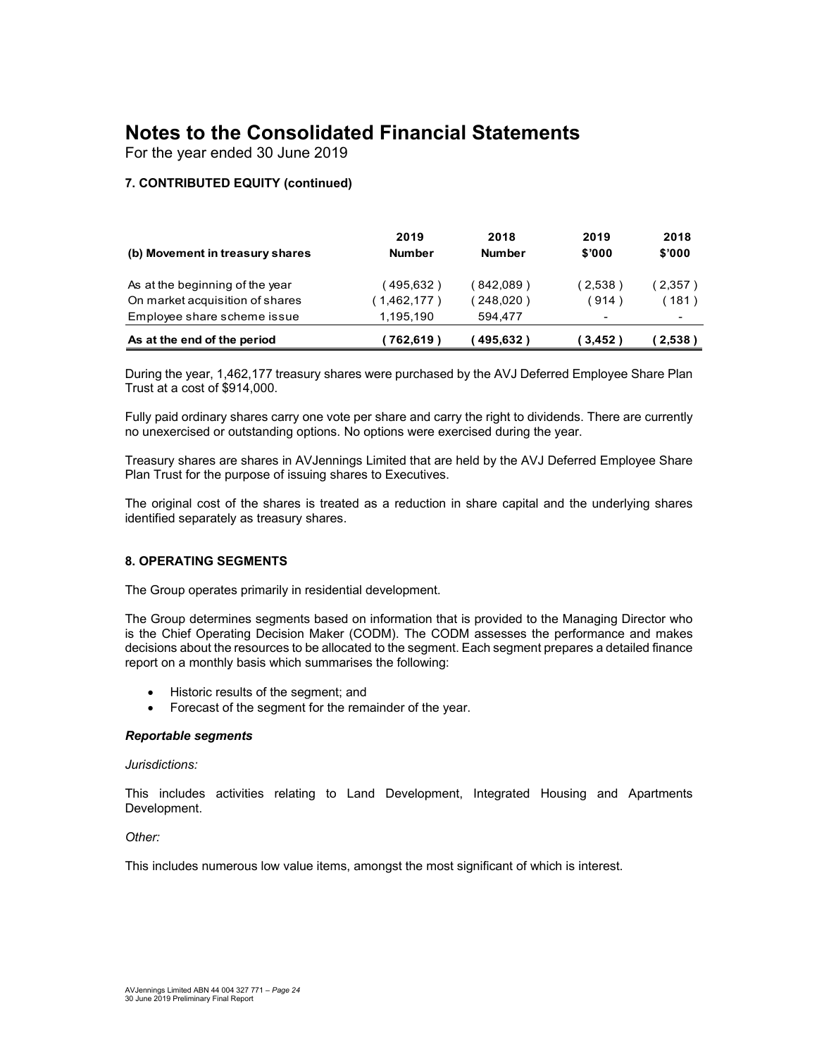# Notes to the Consolidated Financial Statements

For the year ended 30 June 2019

### 7. CONTRIBUTED EQUITY (continued)

| (b) Movement in treasury shares | 2019 Number | 2018 Number | 2019 $'000 | 2018 $'000 |
|---|---|---|---|---|
| As at the beginning of the year | ( 495,632 ) | ( 842,089 ) | ( 2,538 ) | ( 2,357 ) |
| On market acquisition of shares | ( 1,462,177 ) | ( 248,020 ) | ( 914 ) | ( 181 ) |
| Employee share scheme issue | 1,195,190 | 594,477 | - | - |
| **As at the end of the period** | **( 762,619 )** | **( 495,632 )** | **( 3,452 )** | **( 2,538 )** |

During the year, 1,462,177 treasury shares were purchased by the AVJ Deferred Employee Share Plan Trust at a cost of $914,000.

Fully paid ordinary shares carry one vote per share and carry the right to dividends. There are currently no unexercised or outstanding options. No options were exercised during the year.

Treasury shares are shares in AVJennings Limited that are held by the AVJ Deferred Employee Share Plan Trust for the purpose of issuing shares to Executives.

The original cost of the shares is treated as a reduction in share capital and the underlying shares identified separately as treasury shares.

### 8. OPERATING SEGMENTS

The Group operates primarily in residential development.

The Group determines segments based on information that is provided to the Managing Director who is the Chief Operating Decision Maker (CODM). The CODM assesses the performance and makes decisions about the resources to be allocated to the segment. Each segment prepares a detailed finance report on a monthly basis which summarises the following:

- Historic results of the segment; and
- Forecast of the segment for the remainder of the year.

***Reportable segments***

*Jurisdictions:*

This includes activities relating to Land Development, Integrated Housing and Apartments Development.

*Other:*

This includes numerous low value items, amongst the most significant of which is interest.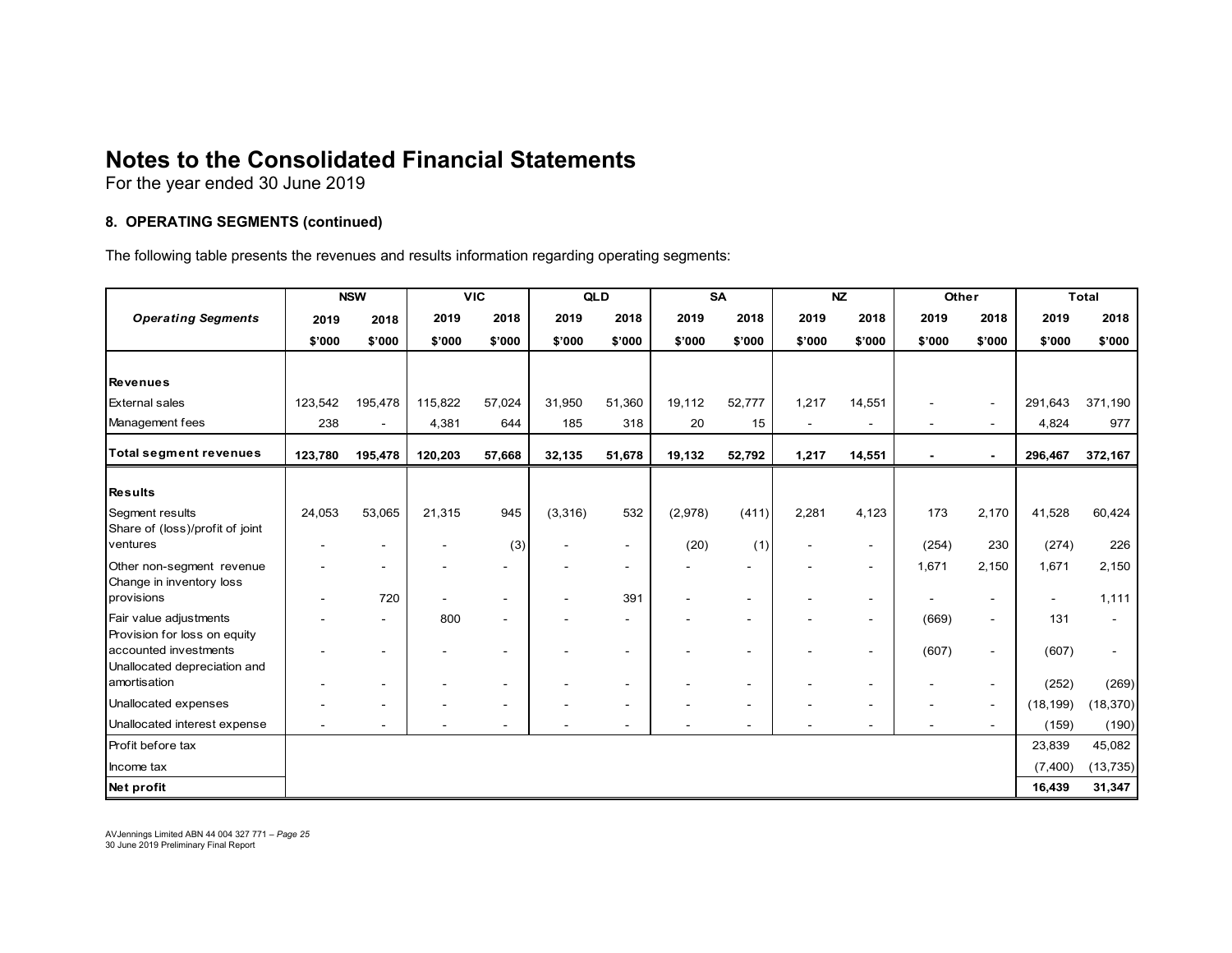# Notes to the Consolidated Financial Statements

For the year ended 30 June 2019

### 8. OPERATING SEGMENTS (continued)

The following table presents the revenues and results information regarding operating segments:

| | NSW | | VIC | | QLD | | SA | | NZ | | Other | | Total | |
|---|---|---|---|---|---|---|---|---|---|---|---|---|---|---|
| ***Operating Segments*** | **2019** | **2018** | **2019** | **2018** | **2019** | **2018** | **2019** | **2018** | **2019** | **2018** | **2019** | **2018** | **2019** | **2018** |
| | **\$'000** | **\$'000** | **\$'000** | **\$'000** | **\$'000** | **\$'000** | **\$'000** | **\$'000** | **\$'000** | **\$'000** | **\$'000** | **\$'000** | **\$'000** | **\$'000** |
| **Revenues** | | | | | | | | | | | | | | |
| External sales | 123,542 | 195,478 | 115,822 | 57,024 | 31,950 | 51,360 | 19,112 | 52,777 | 1,217 | 14,551 | - | - | 291,643 | 371,190 |
| Management fees | 238 | - | 4,381 | 644 | 185 | 318 | 20 | 15 | - | - | - | - | 4,824 | 977 |
| **Total segment revenues** | **123,780** | **195,478** | **120,203** | **57,668** | **32,135** | **51,678** | **19,132** | **52,792** | **1,217** | **14,551** | **-** | **-** | **296,467** | **372,167** |
| **Results** | | | | | | | | | | | | | | |
| Segment results | 24,053 | 53,065 | 21,315 | 945 | (3,316) | 532 | (2,978) | (411) | 2,281 | 4,123 | 173 | 2,170 | 41,528 | 60,424 |
| Share of (loss)/profit of joint ventures | - | - | - | (3) | - | - | (20) | (1) | - | - | (254) | 230 | (274) | 226 |
| Other non-segment revenue | - | - | - | - | - | - | - | - | - | - | 1,671 | 2,150 | 1,671 | 2,150 |
| Change in inventory loss provisions | - | 720 | - | - | - | 391 | - | - | - | - | - | - | - | 1,111 |
| Fair value adjustments | - | - | 800 | - | - | - | - | - | - | - | (669) | - | 131 | - |
| Provision for loss on equity accounted investments | - | - | - | - | - | - | - | - | - | - | (607) | - | (607) | - |
| Unallocated depreciation and amortisation | - | - | - | - | - | - | - | - | - | - | - | - | (252) | (269) |
| Unallocated expenses | - | - | - | - | - | - | - | - | - | - | - | - | (18,199) | (18,370) |
| Unallocated interest expense | - | - | - | - | - | - | - | - | - | - | - | - | (159) | (190) |
| Profit before tax | | | | | | | | | | | | | 23,839 | 45,082 |
| Income tax | | | | | | | | | | | | | (7,400) | (13,735) |
| **Net profit** | | | | | | | | | | | | | **16,439** | **31,347** |

AVJennings Limited ABN 44 004 327 771 – *Page 25*
30 June 2019 Preliminary Final Report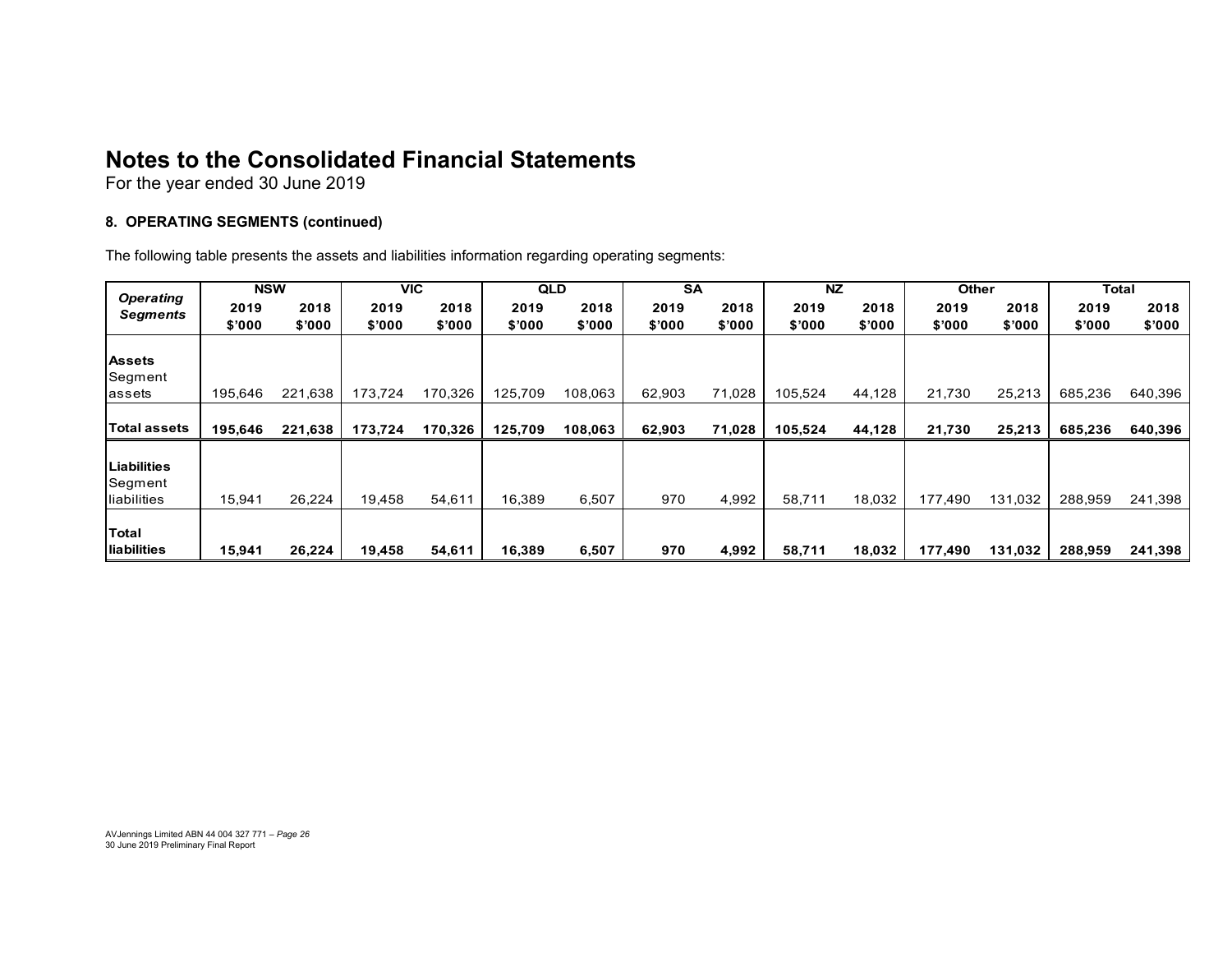# Notes to the Consolidated Financial Statements

For the year ended 30 June 2019

### 8. OPERATING SEGMENTS (continued)

The following table presents the assets and liabilities information regarding operating segments:

| *Operating Segments* | NSW | | VIC | | QLD | | SA | | NZ | | Other | | Total | |
|---|---|---|---|---|---|---|---|---|---|---|---|---|---|---|
| | 2019 $'000 | 2018 $'000 | 2019 $'000 | 2018 $'000 | 2019 $'000 | 2018 $'000 | 2019 $'000 | 2018 $'000 | 2019 $'000 | 2018 $'000 | 2019 $'000 | 2018 $'000 | 2019 $'000 | 2018 $'000 |
| **Assets** | | | | | | | | | | | | | | |
| Segment assets | 195,646 | 221,638 | 173,724 | 170,326 | 125,709 | 108,063 | 62,903 | 71,028 | 105,524 | 44,128 | 21,730 | 25,213 | 685,236 | 640,396 |
| **Total assets** | **195,646** | **221,638** | **173,724** | **170,326** | **125,709** | **108,063** | **62,903** | **71,028** | **105,524** | **44,128** | **21,730** | **25,213** | **685,236** | **640,396** |
| **Liabilities** | | | | | | | | | | | | | | |
| Segment liabilities | 15,941 | 26,224 | 19,458 | 54,611 | 16,389 | 6,507 | 970 | 4,992 | 58,711 | 18,032 | 177,490 | 131,032 | 288,959 | 241,398 |
| **Total liabilities** | **15,941** | **26,224** | **19,458** | **54,611** | **16,389** | **6,507** | **970** | **4,992** | **58,711** | **18,032** | **177,490** | **131,032** | **288,959** | **241,398** |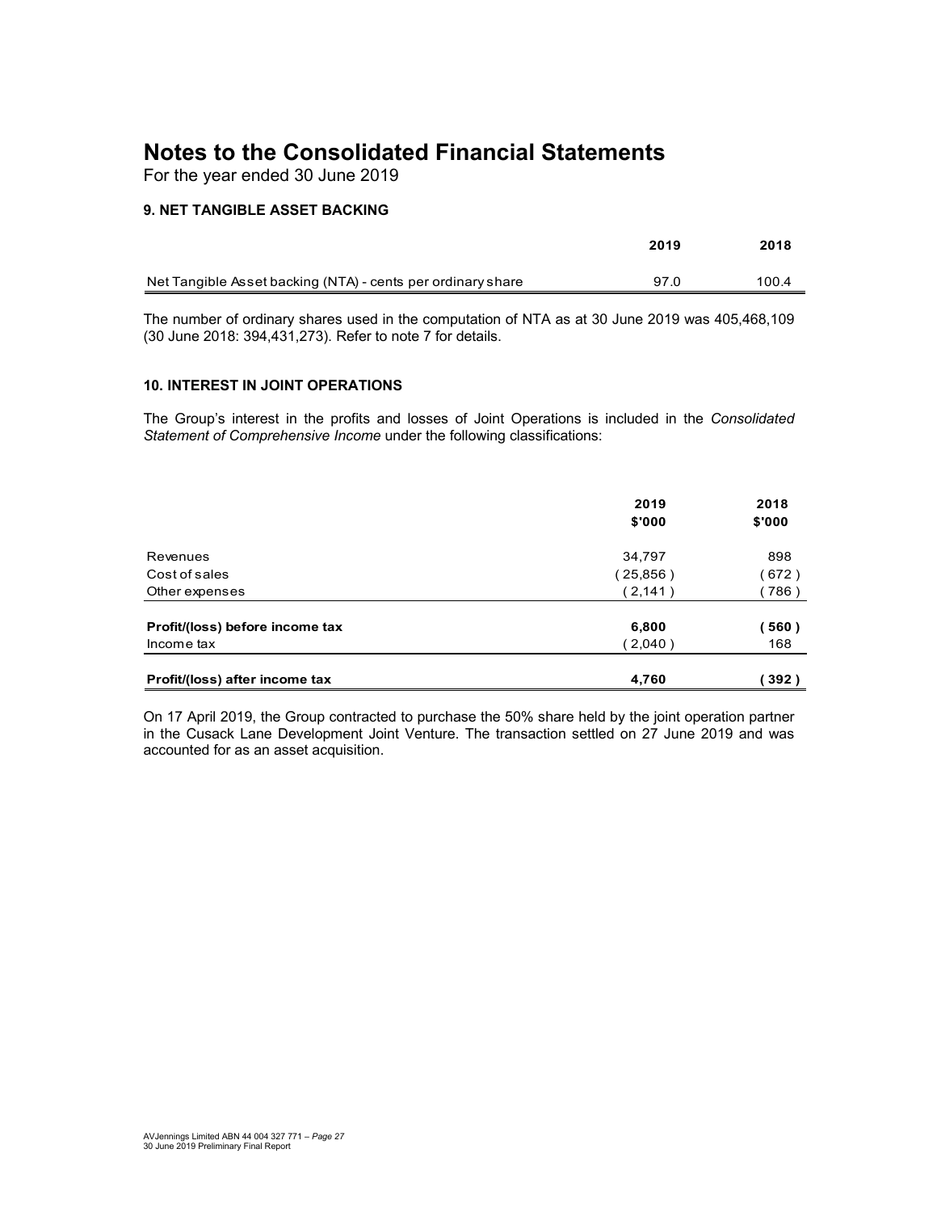# Notes to the Consolidated Financial Statements

For the year ended 30 June 2019

### 9. NET TANGIBLE ASSET BACKING

| | 2019 | 2018 |
|---|---|---|
| Net Tangible Asset backing (NTA) - cents per ordinary share | 97.0 | 100.4 |

The number of ordinary shares used in the computation of NTA as at 30 June 2019 was 405,468,109 (30 June 2018: 394,431,273). Refer to note 7 for details.

### 10. INTEREST IN JOINT OPERATIONS

The Group's interest in the profits and losses of Joint Operations is included in the *Consolidated Statement of Comprehensive Income* under the following classifications:

| | 2019<br>$'000 | 2018<br>$'000 |
|---|---|---|
| Revenues | 34,797 | 898 |
| Cost of sales | ( 25,856 ) | ( 672 ) |
| Other expenses | ( 2,141 ) | ( 786 ) |
| **Profit/(loss) before income tax** | **6,800** | **( 560 )** |
| Income tax | ( 2,040 ) | 168 |
| **Profit/(loss) after income tax** | **4,760** | **( 392 )** |

On 17 April 2019, the Group contracted to purchase the 50% share held by the joint operation partner in the Cusack Lane Development Joint Venture. The transaction settled on 27 June 2019 and was accounted for as an asset acquisition.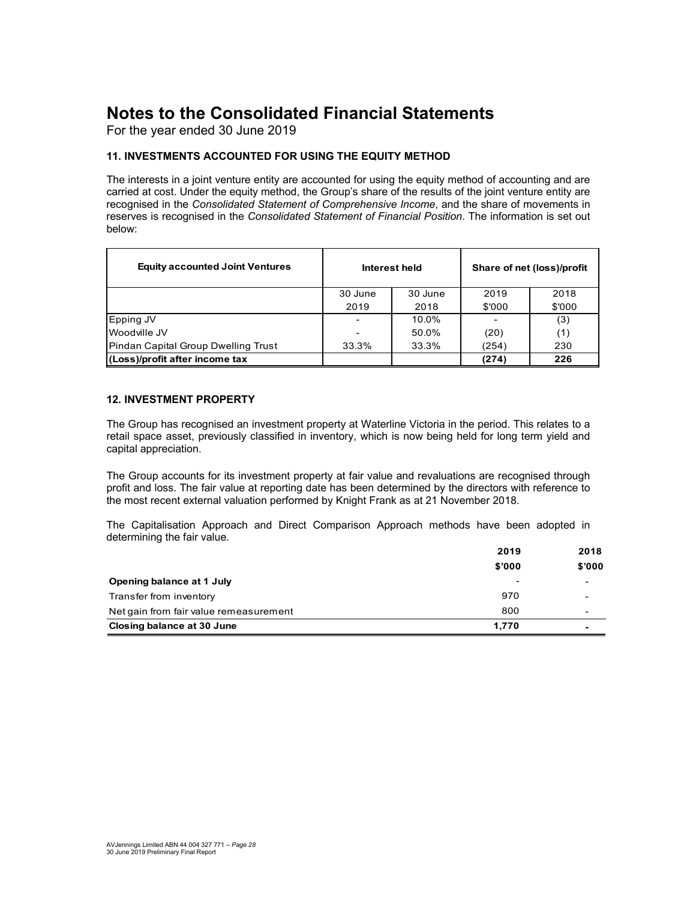# Notes to the Consolidated Financial Statements

For the year ended 30 June 2019

### 11. INVESTMENTS ACCOUNTED FOR USING THE EQUITY METHOD

The interests in a joint venture entity are accounted for using the equity method of accounting and are carried at cost. Under the equity method, the Group's share of the results of the joint venture entity are recognised in the *Consolidated Statement of Comprehensive Income*, and the share of movements in reserves is recognised in the *Consolidated Statement of Financial Position*. The information is set out below:

| Equity accounted Joint Ventures | Interest held | | Share of net (loss)/profit | |
|---|---|---|---|---|
| | 30 June 2019 | 30 June 2018 | 2019 $'000 | 2018 $'000 |
| Epping JV | - | 10.0% | - | (3) |
| Woodville JV | - | 50.0% | (20) | (1) |
| Pindan Capital Group Dwelling Trust | 33.3% | 33.3% | (254) | 230 |
| **(Loss)/profit after income tax** | | | **(274)** | **226** |

### 12. INVESTMENT PROPERTY

The Group has recognised an investment property at Waterline Victoria in the period. This relates to a retail space asset, previously classified in inventory, which is now being held for long term yield and capital appreciation.

The Group accounts for its investment property at fair value and revaluations are recognised through profit and loss. The fair value at reporting date has been determined by the directors with reference to the most recent external valuation performed by Knight Frank as at 21 November 2018.

The Capitalisation Approach and Direct Comparison Approach methods have been adopted in determining the fair value.

| | 2019 $'000 | 2018 $'000 |
|---|---|---|
| **Opening balance at 1 July** | - | - |
| Transfer from inventory | 970 | - |
| Net gain from fair value remeasurement | 800 | - |
| **Closing balance at 30 June** | **1,770** | **-** |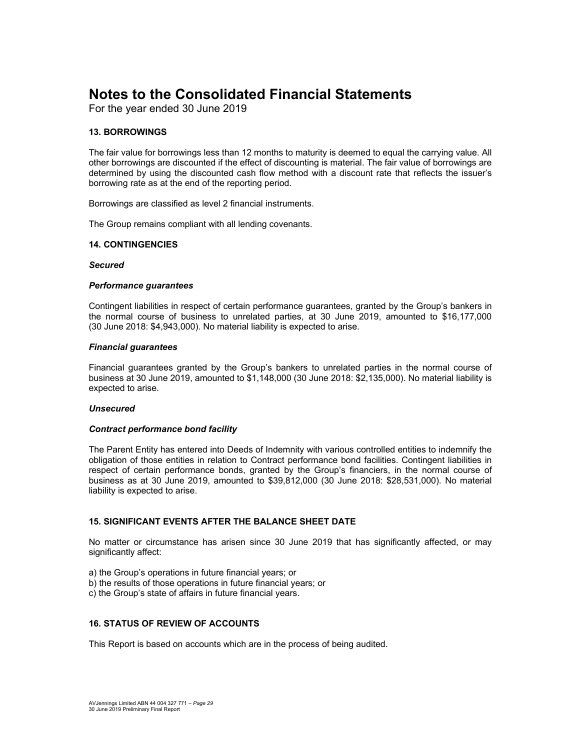# Notes to the Consolidated Financial Statements

For the year ended 30 June 2019

### 13. BORROWINGS

The fair value for borrowings less than 12 months to maturity is deemed to equal the carrying value. All other borrowings are discounted if the effect of discounting is material. The fair value of borrowings are determined by using the discounted cash flow method with a discount rate that reflects the issuer's borrowing rate as at the end of the reporting period.

Borrowings are classified as level 2 financial instruments.

The Group remains compliant with all lending covenants.

### 14. CONTINGENCIES

***Secured***

***Performance guarantees***

Contingent liabilities in respect of certain performance guarantees, granted by the Group's bankers in the normal course of business to unrelated parties, at 30 June 2019, amounted to $16,177,000 (30 June 2018: $4,943,000). No material liability is expected to arise.

***Financial guarantees***

Financial guarantees granted by the Group's bankers to unrelated parties in the normal course of business at 30 June 2019, amounted to $1,148,000 (30 June 2018: $2,135,000). No material liability is expected to arise.

***Unsecured***

***Contract performance bond facility***

The Parent Entity has entered into Deeds of Indemnity with various controlled entities to indemnify the obligation of those entities in relation to Contract performance bond facilities. Contingent liabilities in respect of certain performance bonds, granted by the Group's financiers, in the normal course of business as at 30 June 2019, amounted to $39,812,000 (30 June 2018: $28,531,000). No material liability is expected to arise.

### 15. SIGNIFICANT EVENTS AFTER THE BALANCE SHEET DATE

No matter or circumstance has arisen since 30 June 2019 that has significantly affected, or may significantly affect:

a) the Group's operations in future financial years; or
b) the results of those operations in future financial years; or
c) the Group's state of affairs in future financial years.

### 16. STATUS OF REVIEW OF ACCOUNTS

This Report is based on accounts which are in the process of being audited.